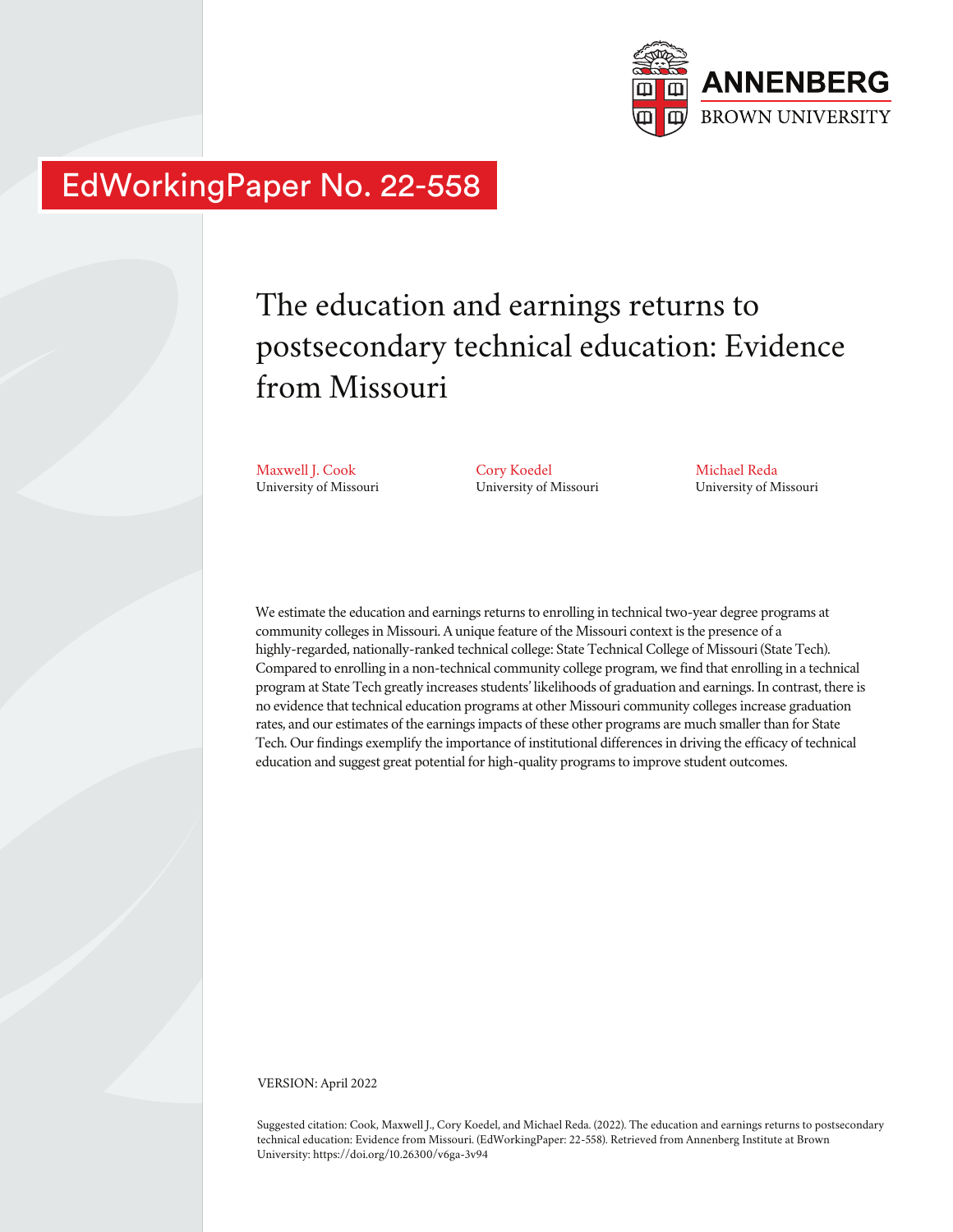ANNENBERG
BROWN UNIVERSITY

EdWorkingPaper No. 22-558

# The education and earnings returns to postsecondary technical education: Evidence from Missouri

Maxwell J. Cook
University of Missouri

Cory Koedel
University of Missouri

Michael Reda
University of Missouri

We estimate the education and earnings returns to enrolling in technical two-year degree programs at community colleges in Missouri. A unique feature of the Missouri context is the presence of a highly-regarded, nationally-ranked technical college: State Technical College of Missouri (State Tech). Compared to enrolling in a non-technical community college program, we find that enrolling in a technical program at State Tech greatly increases students' likelihoods of graduation and earnings. In contrast, there is no evidence that technical education programs at other Missouri community colleges increase graduation rates, and our estimates of the earnings impacts of these other programs are much smaller than for State Tech. Our findings exemplify the importance of institutional differences in driving the efficacy of technical education and suggest great potential for high-quality programs to improve student outcomes.

VERSION: April 2022

Suggested citation: Cook, Maxwell J., Cory Koedel, and Michael Reda. (2022). The education and earnings returns to postsecondary technical education: Evidence from Missouri. (EdWorkingPaper: 22-558). Retrieved from Annenberg Institute at Brown University: https://doi.org/10.26300/v6ga-3v94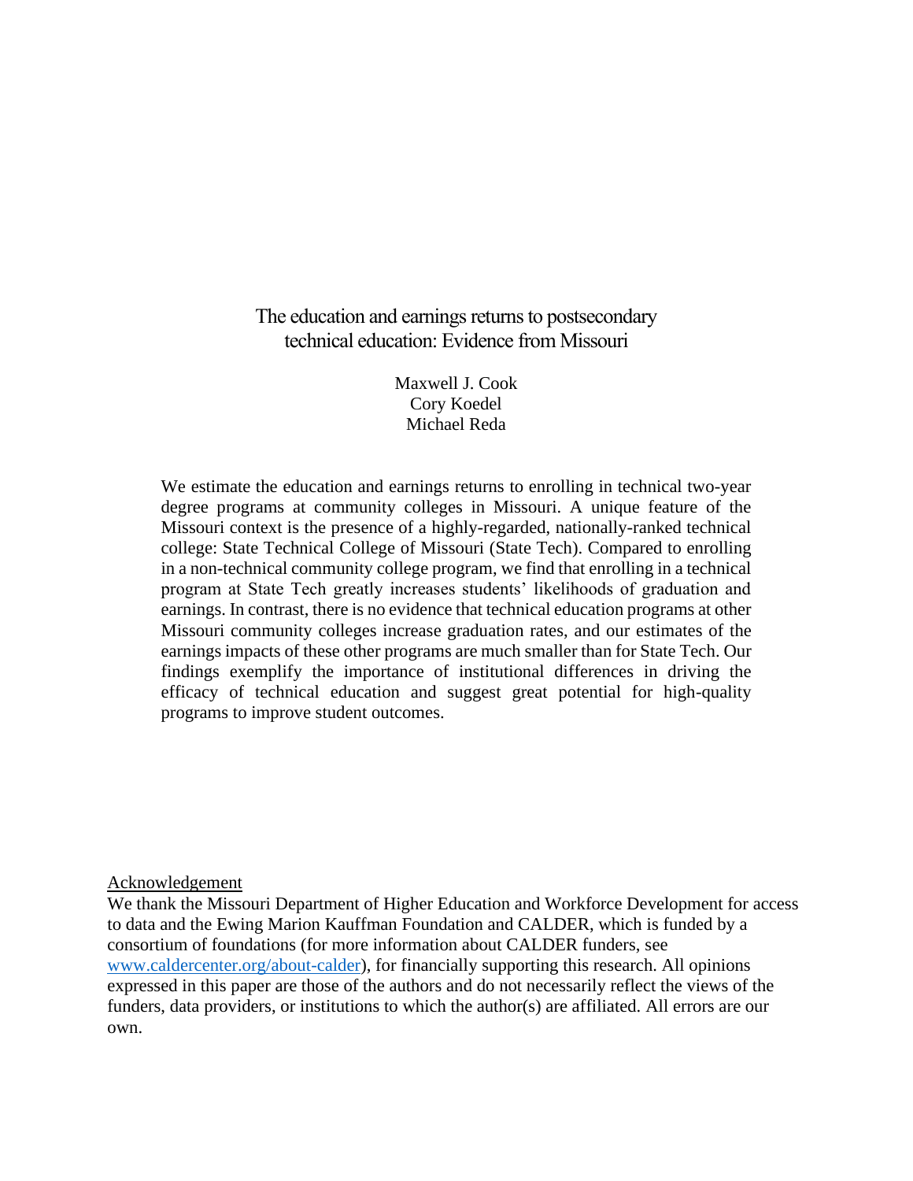# The education and earnings returns to postsecondary technical education: Evidence from Missouri

Maxwell J. Cook
Cory Koedel
Michael Reda

We estimate the education and earnings returns to enrolling in technical two-year degree programs at community colleges in Missouri. A unique feature of the Missouri context is the presence of a highly-regarded, nationally-ranked technical college: State Technical College of Missouri (State Tech). Compared to enrolling in a non-technical community college program, we find that enrolling in a technical program at State Tech greatly increases students' likelihoods of graduation and earnings. In contrast, there is no evidence that technical education programs at other Missouri community colleges increase graduation rates, and our estimates of the earnings impacts of these other programs are much smaller than for State Tech. Our findings exemplify the importance of institutional differences in driving the efficacy of technical education and suggest great potential for high-quality programs to improve student outcomes.

Acknowledgement

We thank the Missouri Department of Higher Education and Workforce Development for access to data and the Ewing Marion Kauffman Foundation and CALDER, which is funded by a consortium of foundations (for more information about CALDER funders, see www.caldercenter.org/about-calder), for financially supporting this research. All opinions expressed in this paper are those of the authors and do not necessarily reflect the views of the funders, data providers, or institutions to which the author(s) are affiliated. All errors are our own.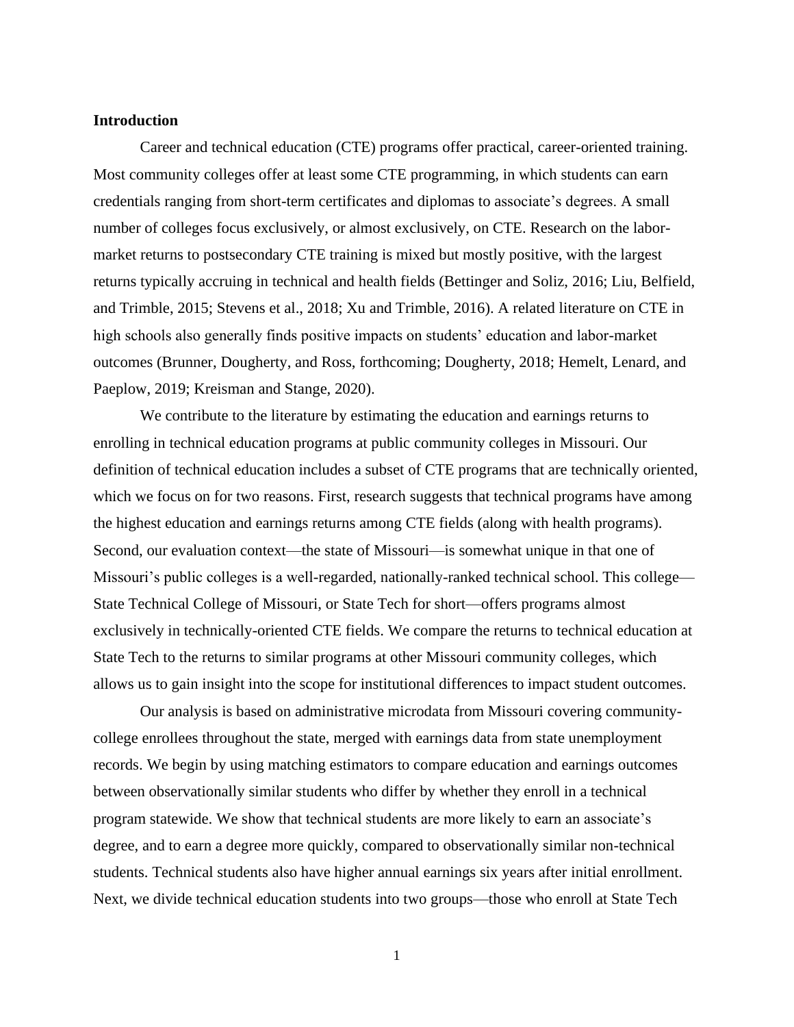**Introduction**

Career and technical education (CTE) programs offer practical, career-oriented training. Most community colleges offer at least some CTE programming, in which students can earn credentials ranging from short-term certificates and diplomas to associate's degrees. A small number of colleges focus exclusively, or almost exclusively, on CTE. Research on the labor-market returns to postsecondary CTE training is mixed but mostly positive, with the largest returns typically accruing in technical and health fields (Bettinger and Soliz, 2016; Liu, Belfield, and Trimble, 2015; Stevens et al., 2018; Xu and Trimble, 2016). A related literature on CTE in high schools also generally finds positive impacts on students' education and labor-market outcomes (Brunner, Dougherty, and Ross, forthcoming; Dougherty, 2018; Hemelt, Lenard, and Paeplow, 2019; Kreisman and Stange, 2020).

We contribute to the literature by estimating the education and earnings returns to enrolling in technical education programs at public community colleges in Missouri. Our definition of technical education includes a subset of CTE programs that are technically oriented, which we focus on for two reasons. First, research suggests that technical programs have among the highest education and earnings returns among CTE fields (along with health programs). Second, our evaluation context—the state of Missouri—is somewhat unique in that one of Missouri's public colleges is a well-regarded, nationally-ranked technical school. This college—State Technical College of Missouri, or State Tech for short—offers programs almost exclusively in technically-oriented CTE fields. We compare the returns to technical education at State Tech to the returns to similar programs at other Missouri community colleges, which allows us to gain insight into the scope for institutional differences to impact student outcomes.

Our analysis is based on administrative microdata from Missouri covering community-college enrollees throughout the state, merged with earnings data from state unemployment records. We begin by using matching estimators to compare education and earnings outcomes between observationally similar students who differ by whether they enroll in a technical program statewide. We show that technical students are more likely to earn an associate's degree, and to earn a degree more quickly, compared to observationally similar non-technical students. Technical students also have higher annual earnings six years after initial enrollment. Next, we divide technical education students into two groups—those who enroll at State Tech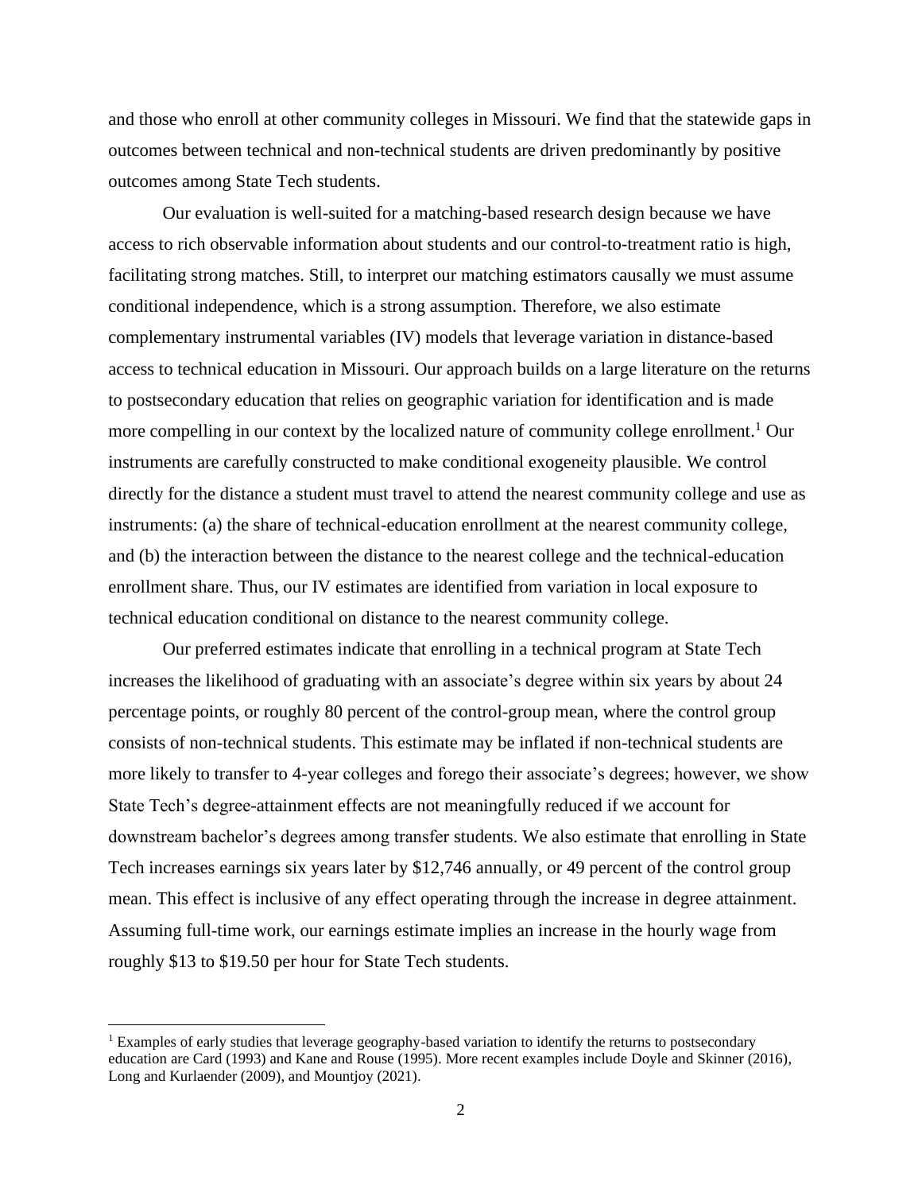and those who enroll at other community colleges in Missouri. We find that the statewide gaps in outcomes between technical and non-technical students are driven predominantly by positive outcomes among State Tech students.

Our evaluation is well-suited for a matching-based research design because we have access to rich observable information about students and our control-to-treatment ratio is high, facilitating strong matches. Still, to interpret our matching estimators causally we must assume conditional independence, which is a strong assumption. Therefore, we also estimate complementary instrumental variables (IV) models that leverage variation in distance-based access to technical education in Missouri. Our approach builds on a large literature on the returns to postsecondary education that relies on geographic variation for identification and is made more compelling in our context by the localized nature of community college enrollment.[1] Our instruments are carefully constructed to make conditional exogeneity plausible. We control directly for the distance a student must travel to attend the nearest community college and use as instruments: (a) the share of technical-education enrollment at the nearest community college, and (b) the interaction between the distance to the nearest college and the technical-education enrollment share. Thus, our IV estimates are identified from variation in local exposure to technical education conditional on distance to the nearest community college.

Our preferred estimates indicate that enrolling in a technical program at State Tech increases the likelihood of graduating with an associate's degree within six years by about 24 percentage points, or roughly 80 percent of the control-group mean, where the control group consists of non-technical students. This estimate may be inflated if non-technical students are more likely to transfer to 4-year colleges and forego their associate's degrees; however, we show State Tech's degree-attainment effects are not meaningfully reduced if we account for downstream bachelor's degrees among transfer students. We also estimate that enrolling in State Tech increases earnings six years later by \$12,746 annually, or 49 percent of the control group mean. This effect is inclusive of any effect operating through the increase in degree attainment. Assuming full-time work, our earnings estimate implies an increase in the hourly wage from roughly \$13 to \$19.50 per hour for State Tech students.

[1] Examples of early studies that leverage geography-based variation to identify the returns to postsecondary education are Card (1993) and Kane and Rouse (1995). More recent examples include Doyle and Skinner (2016), Long and Kurlaender (2009), and Mountjoy (2021).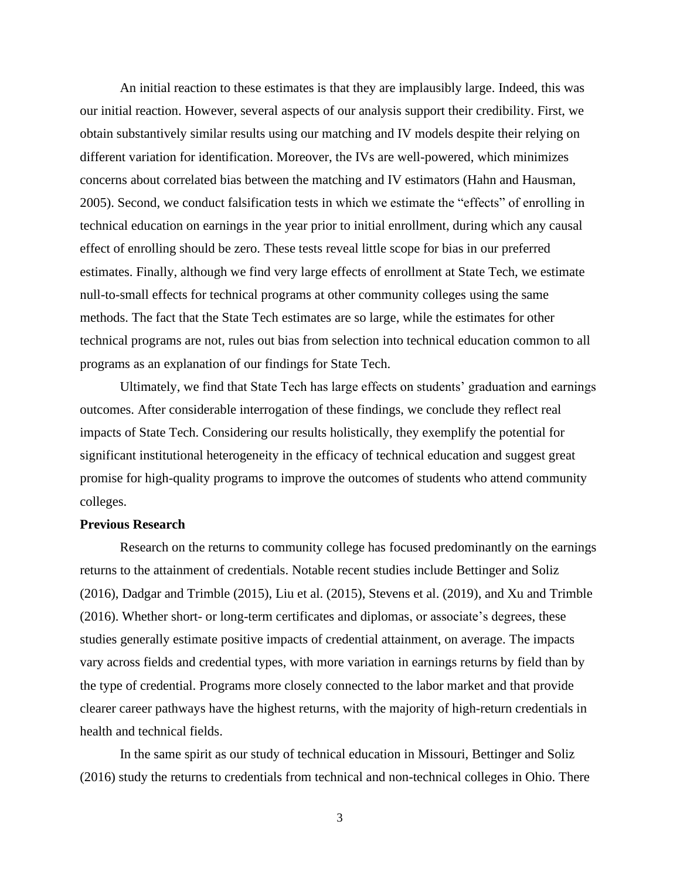An initial reaction to these estimates is that they are implausibly large. Indeed, this was our initial reaction. However, several aspects of our analysis support their credibility. First, we obtain substantively similar results using our matching and IV models despite their relying on different variation for identification. Moreover, the IVs are well-powered, which minimizes concerns about correlated bias between the matching and IV estimators (Hahn and Hausman, 2005). Second, we conduct falsification tests in which we estimate the "effects" of enrolling in technical education on earnings in the year prior to initial enrollment, during which any causal effect of enrolling should be zero. These tests reveal little scope for bias in our preferred estimates. Finally, although we find very large effects of enrollment at State Tech, we estimate null-to-small effects for technical programs at other community colleges using the same methods. The fact that the State Tech estimates are so large, while the estimates for other technical programs are not, rules out bias from selection into technical education common to all programs as an explanation of our findings for State Tech.

Ultimately, we find that State Tech has large effects on students' graduation and earnings outcomes. After considerable interrogation of these findings, we conclude they reflect real impacts of State Tech. Considering our results holistically, they exemplify the potential for significant institutional heterogeneity in the efficacy of technical education and suggest great promise for high-quality programs to improve the outcomes of students who attend community colleges.

**Previous Research**

Research on the returns to community college has focused predominantly on the earnings returns to the attainment of credentials. Notable recent studies include Bettinger and Soliz (2016), Dadgar and Trimble (2015), Liu et al. (2015), Stevens et al. (2019), and Xu and Trimble (2016). Whether short- or long-term certificates and diplomas, or associate's degrees, these studies generally estimate positive impacts of credential attainment, on average. The impacts vary across fields and credential types, with more variation in earnings returns by field than by the type of credential. Programs more closely connected to the labor market and that provide clearer career pathways have the highest returns, with the majority of high-return credentials in health and technical fields.

In the same spirit as our study of technical education in Missouri, Bettinger and Soliz (2016) study the returns to credentials from technical and non-technical colleges in Ohio. There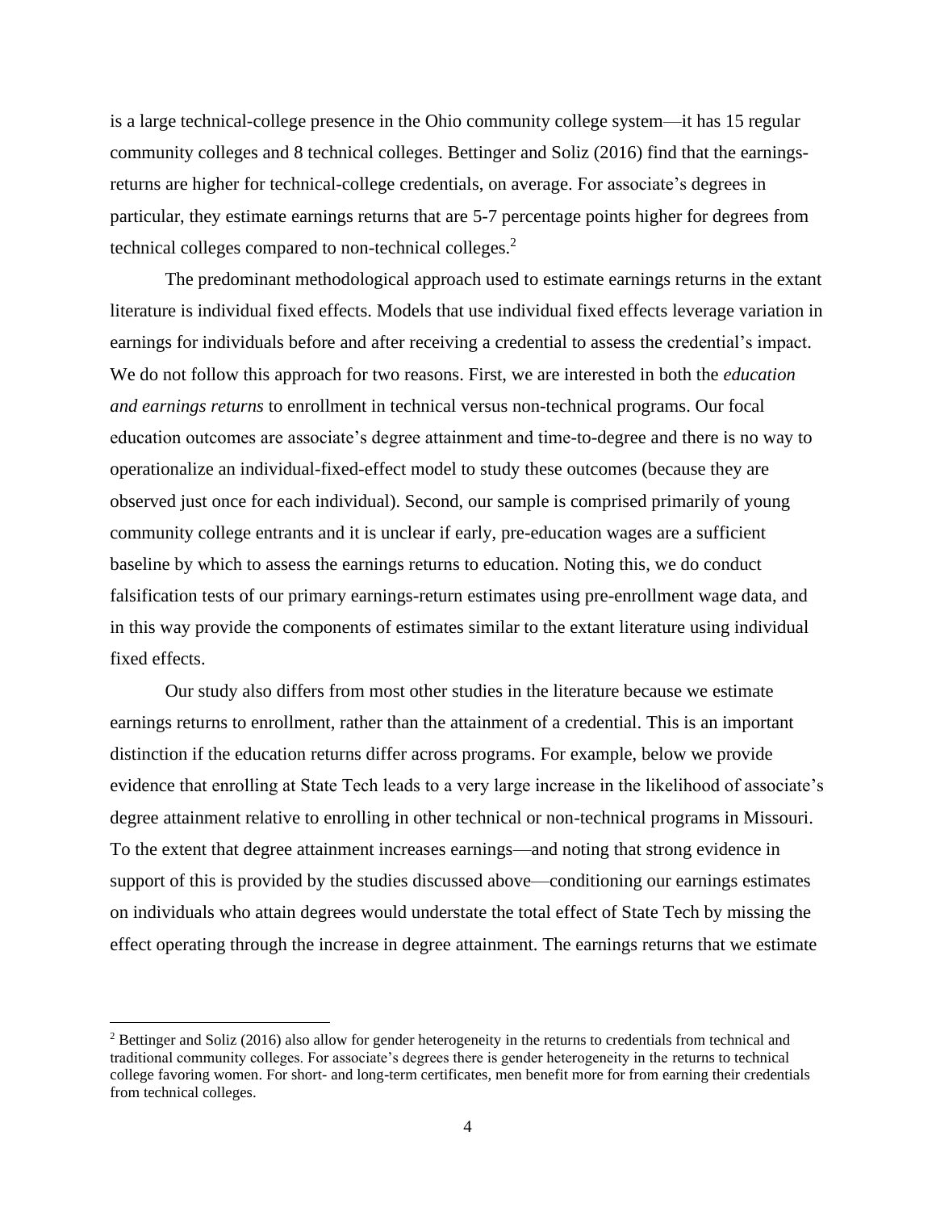is a large technical-college presence in the Ohio community college system—it has 15 regular community colleges and 8 technical colleges. Bettinger and Soliz (2016) find that the earnings-returns are higher for technical-college credentials, on average. For associate's degrees in particular, they estimate earnings returns that are 5-7 percentage points higher for degrees from technical colleges compared to non-technical colleges.[2]

The predominant methodological approach used to estimate earnings returns in the extant literature is individual fixed effects. Models that use individual fixed effects leverage variation in earnings for individuals before and after receiving a credential to assess the credential's impact. We do not follow this approach for two reasons. First, we are interested in both the *education and earnings returns* to enrollment in technical versus non-technical programs. Our focal education outcomes are associate's degree attainment and time-to-degree and there is no way to operationalize an individual-fixed-effect model to study these outcomes (because they are observed just once for each individual). Second, our sample is comprised primarily of young community college entrants and it is unclear if early, pre-education wages are a sufficient baseline by which to assess the earnings returns to education. Noting this, we do conduct falsification tests of our primary earnings-return estimates using pre-enrollment wage data, and in this way provide the components of estimates similar to the extant literature using individual fixed effects.

Our study also differs from most other studies in the literature because we estimate earnings returns to enrollment, rather than the attainment of a credential. This is an important distinction if the education returns differ across programs. For example, below we provide evidence that enrolling at State Tech leads to a very large increase in the likelihood of associate's degree attainment relative to enrolling in other technical or non-technical programs in Missouri. To the extent that degree attainment increases earnings—and noting that strong evidence in support of this is provided by the studies discussed above—conditioning our earnings estimates on individuals who attain degrees would understate the total effect of State Tech by missing the effect operating through the increase in degree attainment. The earnings returns that we estimate

[2] Bettinger and Soliz (2016) also allow for gender heterogeneity in the returns to credentials from technical and traditional community colleges. For associate's degrees there is gender heterogeneity in the returns to technical college favoring women. For short- and long-term certificates, men benefit more for from earning their credentials from technical colleges.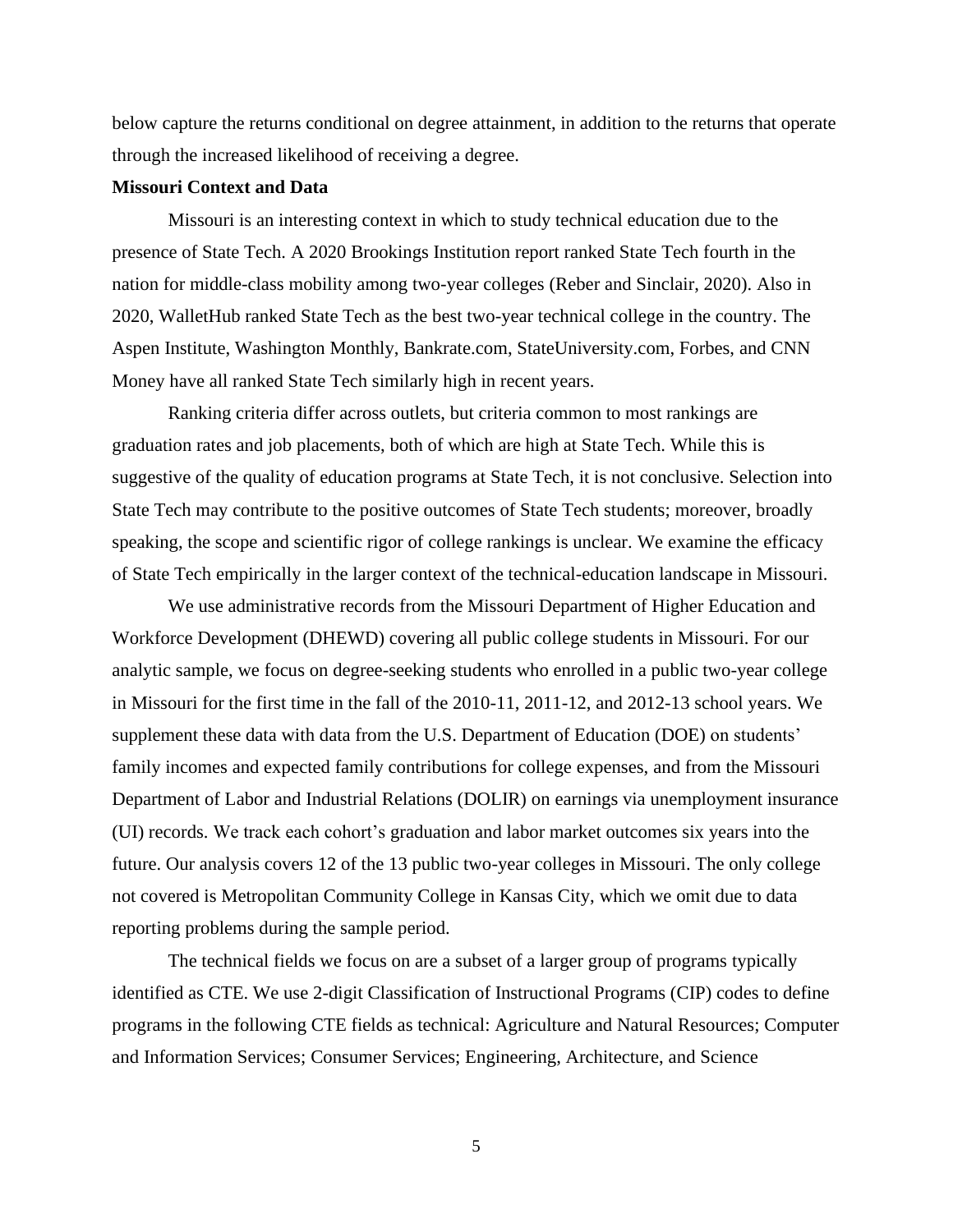below capture the returns conditional on degree attainment, in addition to the returns that operate through the increased likelihood of receiving a degree.

**Missouri Context and Data**

Missouri is an interesting context in which to study technical education due to the presence of State Tech. A 2020 Brookings Institution report ranked State Tech fourth in the nation for middle-class mobility among two-year colleges (Reber and Sinclair, 2020). Also in 2020, WalletHub ranked State Tech as the best two-year technical college in the country. The Aspen Institute, Washington Monthly, Bankrate.com, StateUniversity.com, Forbes, and CNN Money have all ranked State Tech similarly high in recent years.

Ranking criteria differ across outlets, but criteria common to most rankings are graduation rates and job placements, both of which are high at State Tech. While this is suggestive of the quality of education programs at State Tech, it is not conclusive. Selection into State Tech may contribute to the positive outcomes of State Tech students; moreover, broadly speaking, the scope and scientific rigor of college rankings is unclear. We examine the efficacy of State Tech empirically in the larger context of the technical-education landscape in Missouri.

We use administrative records from the Missouri Department of Higher Education and Workforce Development (DHEWD) covering all public college students in Missouri. For our analytic sample, we focus on degree-seeking students who enrolled in a public two-year college in Missouri for the first time in the fall of the 2010-11, 2011-12, and 2012-13 school years. We supplement these data with data from the U.S. Department of Education (DOE) on students' family incomes and expected family contributions for college expenses, and from the Missouri Department of Labor and Industrial Relations (DOLIR) on earnings via unemployment insurance (UI) records. We track each cohort's graduation and labor market outcomes six years into the future. Our analysis covers 12 of the 13 public two-year colleges in Missouri. The only college not covered is Metropolitan Community College in Kansas City, which we omit due to data reporting problems during the sample period.

The technical fields we focus on are a subset of a larger group of programs typically identified as CTE. We use 2-digit Classification of Instructional Programs (CIP) codes to define programs in the following CTE fields as technical: Agriculture and Natural Resources; Computer and Information Services; Consumer Services; Engineering, Architecture, and Science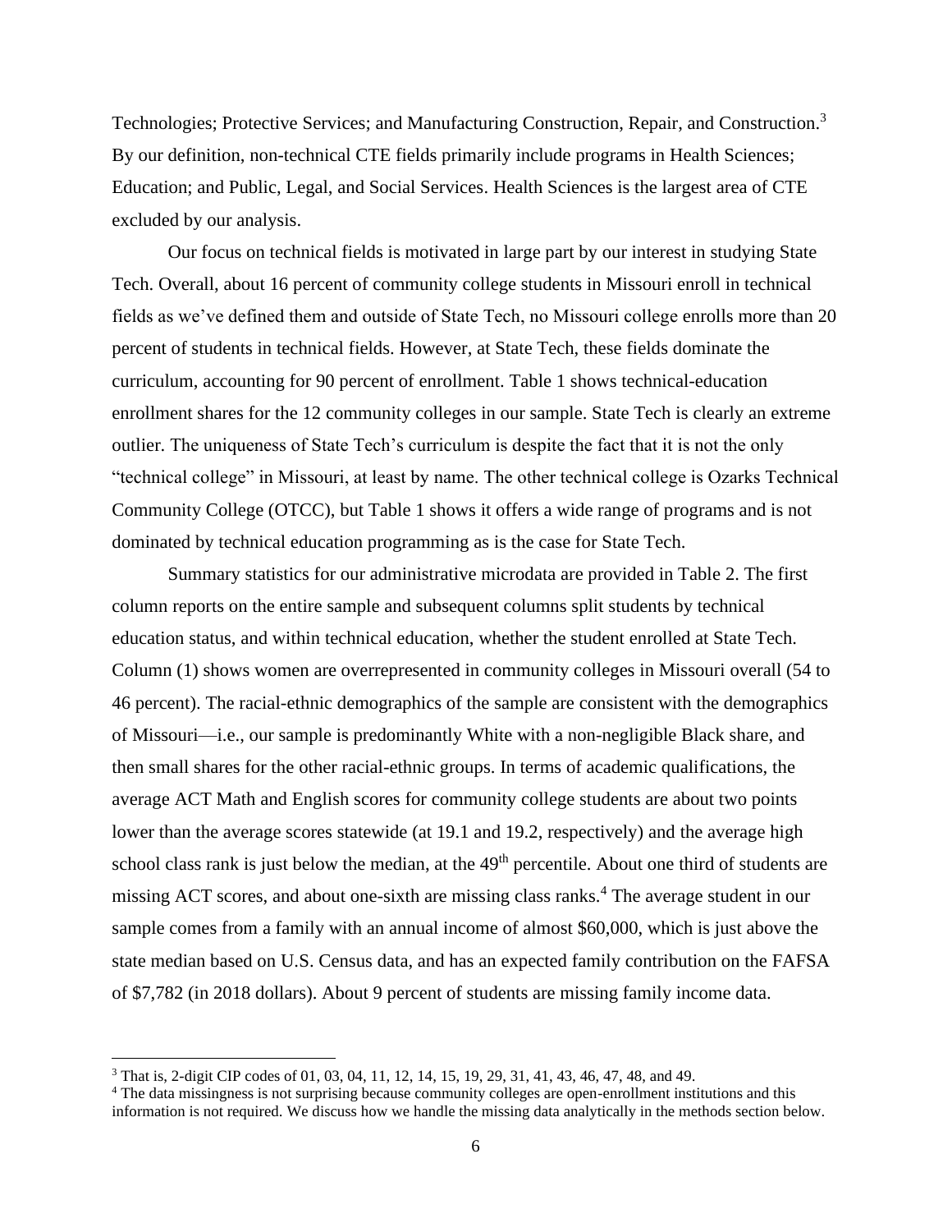Technologies; Protective Services; and Manufacturing Construction, Repair, and Construction.[3] By our definition, non-technical CTE fields primarily include programs in Health Sciences; Education; and Public, Legal, and Social Services. Health Sciences is the largest area of CTE excluded by our analysis.

Our focus on technical fields is motivated in large part by our interest in studying State Tech. Overall, about 16 percent of community college students in Missouri enroll in technical fields as we've defined them and outside of State Tech, no Missouri college enrolls more than 20 percent of students in technical fields. However, at State Tech, these fields dominate the curriculum, accounting for 90 percent of enrollment. Table 1 shows technical-education enrollment shares for the 12 community colleges in our sample. State Tech is clearly an extreme outlier. The uniqueness of State Tech's curriculum is despite the fact that it is not the only "technical college" in Missouri, at least by name. The other technical college is Ozarks Technical Community College (OTCC), but Table 1 shows it offers a wide range of programs and is not dominated by technical education programming as is the case for State Tech.

Summary statistics for our administrative microdata are provided in Table 2. The first column reports on the entire sample and subsequent columns split students by technical education status, and within technical education, whether the student enrolled at State Tech. Column (1) shows women are overrepresented in community colleges in Missouri overall (54 to 46 percent). The racial-ethnic demographics of the sample are consistent with the demographics of Missouri—i.e., our sample is predominantly White with a non-negligible Black share, and then small shares for the other racial-ethnic groups. In terms of academic qualifications, the average ACT Math and English scores for community college students are about two points lower than the average scores statewide (at 19.1 and 19.2, respectively) and the average high school class rank is just below the median, at the 49th percentile. About one third of students are missing ACT scores, and about one-sixth are missing class ranks.[4] The average student in our sample comes from a family with an annual income of almost $60,000, which is just above the state median based on U.S. Census data, and has an expected family contribution on the FAFSA of $7,782 (in 2018 dollars). About 9 percent of students are missing family income data.

---

[3] That is, 2-digit CIP codes of 01, 03, 04, 11, 12, 14, 15, 19, 29, 31, 41, 43, 46, 47, 48, and 49.

[4] The data missingness is not surprising because community colleges are open-enrollment institutions and this information is not required. We discuss how we handle the missing data analytically in the methods section below.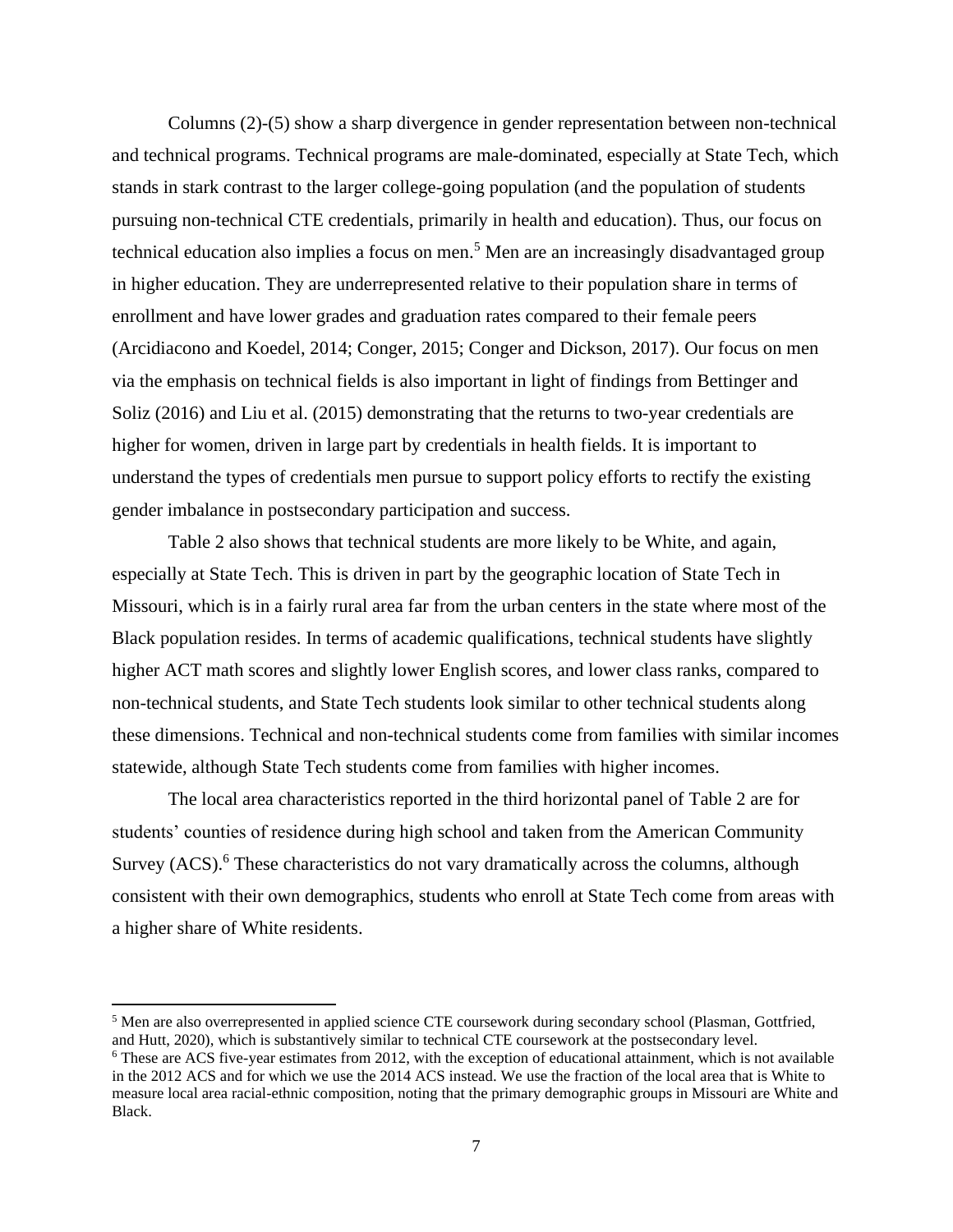Columns (2)-(5) show a sharp divergence in gender representation between non-technical and technical programs. Technical programs are male-dominated, especially at State Tech, which stands in stark contrast to the larger college-going population (and the population of students pursuing non-technical CTE credentials, primarily in health and education). Thus, our focus on technical education also implies a focus on men.[5] Men are an increasingly disadvantaged group in higher education. They are underrepresented relative to their population share in terms of enrollment and have lower grades and graduation rates compared to their female peers (Arcidiacono and Koedel, 2014; Conger, 2015; Conger and Dickson, 2017). Our focus on men via the emphasis on technical fields is also important in light of findings from Bettinger and Soliz (2016) and Liu et al. (2015) demonstrating that the returns to two-year credentials are higher for women, driven in large part by credentials in health fields. It is important to understand the types of credentials men pursue to support policy efforts to rectify the existing gender imbalance in postsecondary participation and success.

Table 2 also shows that technical students are more likely to be White, and again, especially at State Tech. This is driven in part by the geographic location of State Tech in Missouri, which is in a fairly rural area far from the urban centers in the state where most of the Black population resides. In terms of academic qualifications, technical students have slightly higher ACT math scores and slightly lower English scores, and lower class ranks, compared to non-technical students, and State Tech students look similar to other technical students along these dimensions. Technical and non-technical students come from families with similar incomes statewide, although State Tech students come from families with higher incomes.

The local area characteristics reported in the third horizontal panel of Table 2 are for students' counties of residence during high school and taken from the American Community Survey (ACS).[6] These characteristics do not vary dramatically across the columns, although consistent with their own demographics, students who enroll at State Tech come from areas with a higher share of White residents.

[5] Men are also overrepresented in applied science CTE coursework during secondary school (Plasman, Gottfried, and Hutt, 2020), which is substantively similar to technical CTE coursework at the postsecondary level.

[6] These are ACS five-year estimates from 2012, with the exception of educational attainment, which is not available in the 2012 ACS and for which we use the 2014 ACS instead. We use the fraction of the local area that is White to measure local area racial-ethnic composition, noting that the primary demographic groups in Missouri are White and Black.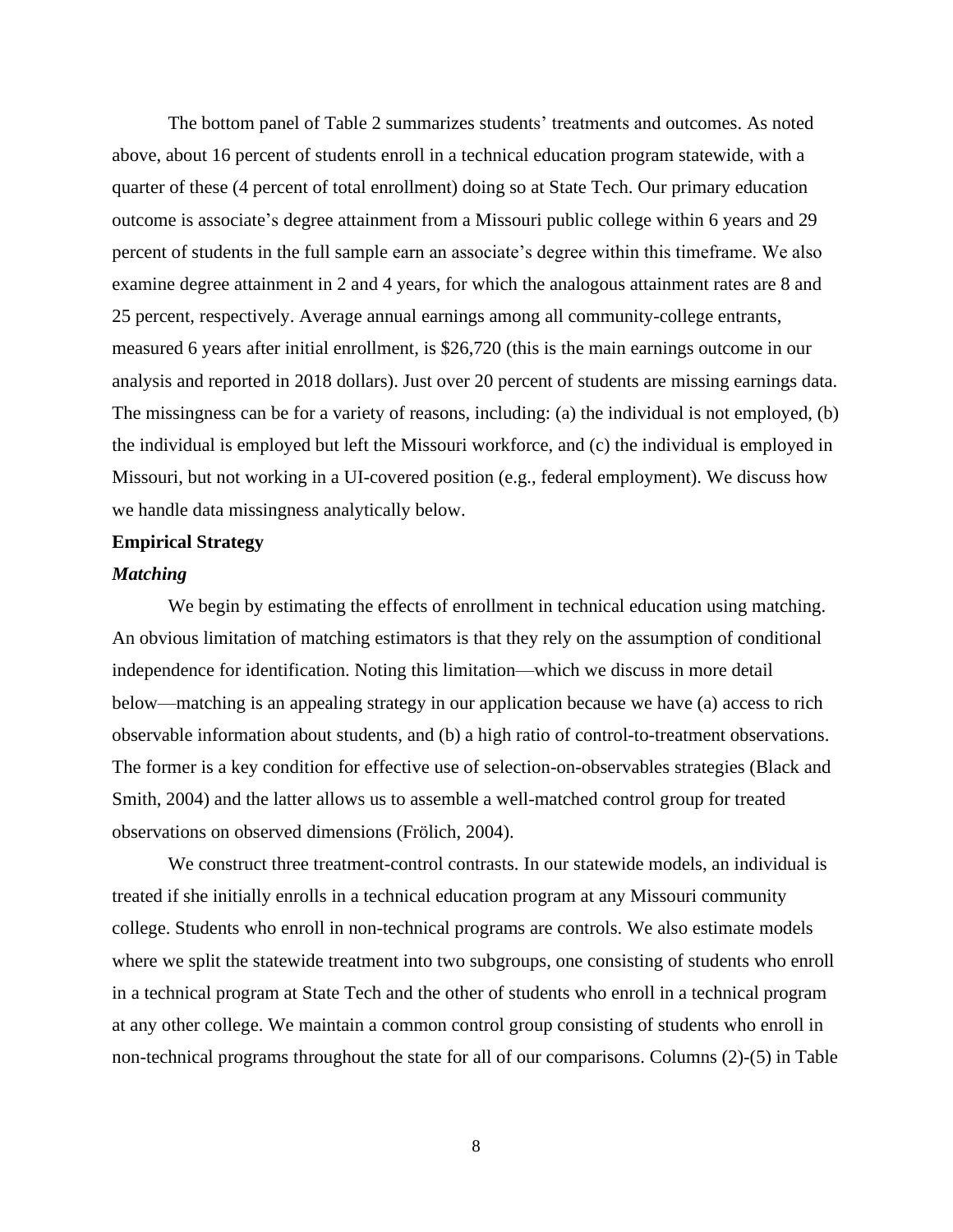The bottom panel of Table 2 summarizes students' treatments and outcomes. As noted above, about 16 percent of students enroll in a technical education program statewide, with a quarter of these (4 percent of total enrollment) doing so at State Tech. Our primary education outcome is associate's degree attainment from a Missouri public college within 6 years and 29 percent of students in the full sample earn an associate's degree within this timeframe. We also examine degree attainment in 2 and 4 years, for which the analogous attainment rates are 8 and 25 percent, respectively. Average annual earnings among all community-college entrants, measured 6 years after initial enrollment, is $26,720 (this is the main earnings outcome in our analysis and reported in 2018 dollars). Just over 20 percent of students are missing earnings data. The missingness can be for a variety of reasons, including: (a) the individual is not employed, (b) the individual is employed but left the Missouri workforce, and (c) the individual is employed in Missouri, but not working in a UI-covered position (e.g., federal employment). We discuss how we handle data missingness analytically below.

**Empirical Strategy**

***Matching***

We begin by estimating the effects of enrollment in technical education using matching. An obvious limitation of matching estimators is that they rely on the assumption of conditional independence for identification. Noting this limitation—which we discuss in more detail below—matching is an appealing strategy in our application because we have (a) access to rich observable information about students, and (b) a high ratio of control-to-treatment observations. The former is a key condition for effective use of selection-on-observables strategies (Black and Smith, 2004) and the latter allows us to assemble a well-matched control group for treated observations on observed dimensions (Frölich, 2004).

We construct three treatment-control contrasts. In our statewide models, an individual is treated if she initially enrolls in a technical education program at any Missouri community college. Students who enroll in non-technical programs are controls. We also estimate models where we split the statewide treatment into two subgroups, one consisting of students who enroll in a technical program at State Tech and the other of students who enroll in a technical program at any other college. We maintain a common control group consisting of students who enroll in non-technical programs throughout the state for all of our comparisons. Columns (2)-(5) in Table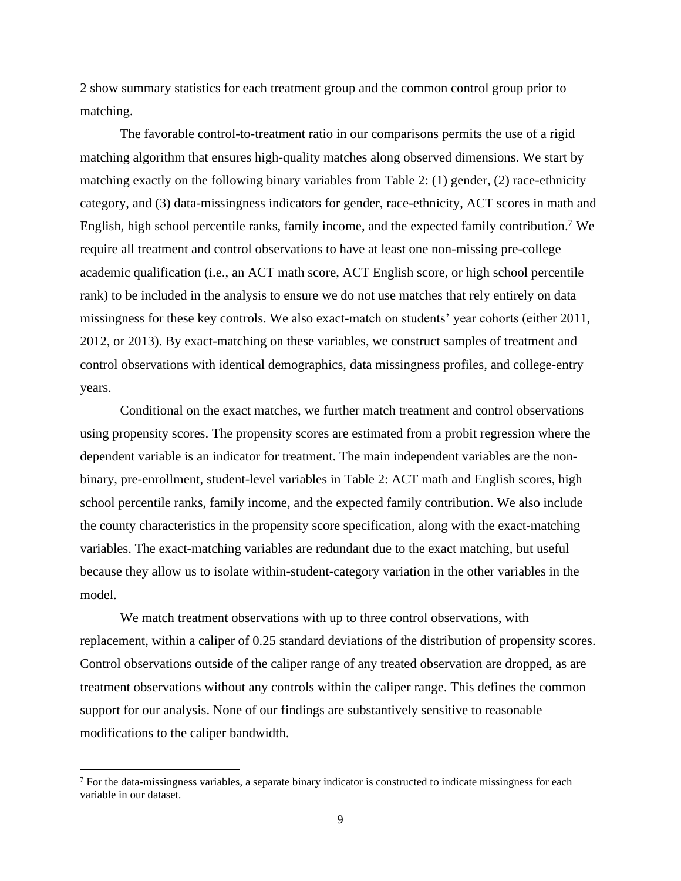2 show summary statistics for each treatment group and the common control group prior to matching.

The favorable control-to-treatment ratio in our comparisons permits the use of a rigid matching algorithm that ensures high-quality matches along observed dimensions. We start by matching exactly on the following binary variables from Table 2: (1) gender, (2) race-ethnicity category, and (3) data-missingness indicators for gender, race-ethnicity, ACT scores in math and English, high school percentile ranks, family income, and the expected family contribution.[7] We require all treatment and control observations to have at least one non-missing pre-college academic qualification (i.e., an ACT math score, ACT English score, or high school percentile rank) to be included in the analysis to ensure we do not use matches that rely entirely on data missingness for these key controls. We also exact-match on students' year cohorts (either 2011, 2012, or 2013). By exact-matching on these variables, we construct samples of treatment and control observations with identical demographics, data missingness profiles, and college-entry years.

Conditional on the exact matches, we further match treatment and control observations using propensity scores. The propensity scores are estimated from a probit regression where the dependent variable is an indicator for treatment. The main independent variables are the non-binary, pre-enrollment, student-level variables in Table 2: ACT math and English scores, high school percentile ranks, family income, and the expected family contribution. We also include the county characteristics in the propensity score specification, along with the exact-matching variables. The exact-matching variables are redundant due to the exact matching, but useful because they allow us to isolate within-student-category variation in the other variables in the model.

We match treatment observations with up to three control observations, with replacement, within a caliper of 0.25 standard deviations of the distribution of propensity scores. Control observations outside of the caliper range of any treated observation are dropped, as are treatment observations without any controls within the caliper range. This defines the common support for our analysis. None of our findings are substantively sensitive to reasonable modifications to the caliper bandwidth.

[7] For the data-missingness variables, a separate binary indicator is constructed to indicate missingness for each variable in our dataset.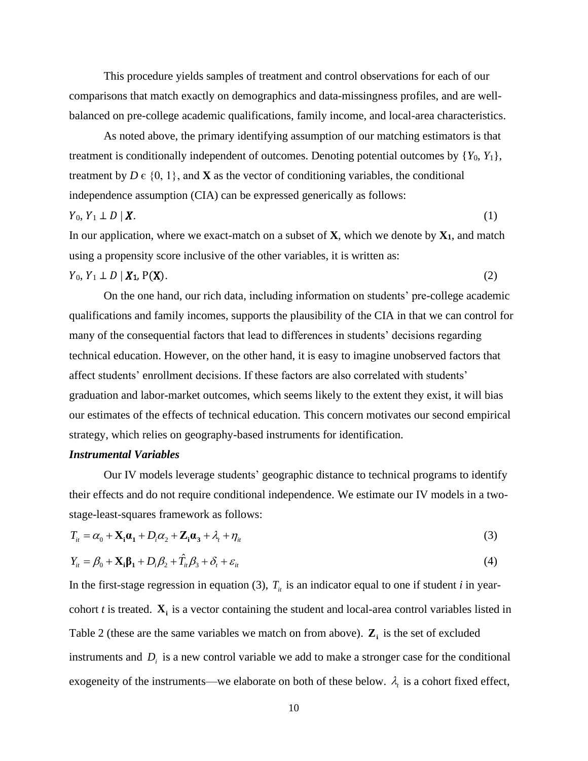This procedure yields samples of treatment and control observations for each of our comparisons that match exactly on demographics and data-missingness profiles, and are well-balanced on pre-college academic qualifications, family income, and local-area characteristics.

As noted above, the primary identifying assumption of our matching estimators is that treatment is conditionally independent of outcomes. Denoting potential outcomes by $\{Y_0, Y_1\}$, treatment by $D \in \{0, 1\}$, and **X** as the vector of conditioning variables, the conditional independence assumption (CIA) can be expressed generically as follows:

$$Y_0, Y_1 \perp D \mid \boldsymbol{X}. \tag{1}$$

In our application, where we exact-match on a subset of **X**, which we denote by $\mathbf{X_1}$, and match using a propensity score inclusive of the other variables, it is written as:

$$Y_0, Y_1 \perp D \mid \boldsymbol{X_1}, \mathrm{P}(\mathbf{X}). \tag{2}$$

On the one hand, our rich data, including information on students' pre-college academic qualifications and family incomes, supports the plausibility of the CIA in that we can control for many of the consequential factors that lead to differences in students' decisions regarding technical education. However, on the other hand, it is easy to imagine unobserved factors that affect students' enrollment decisions. If these factors are also correlated with students' graduation and labor-market outcomes, which seems likely to the extent they exist, it will bias our estimates of the effects of technical education. This concern motivates our second empirical strategy, which relies on geography-based instruments for identification.

***Instrumental Variables***

Our IV models leverage students' geographic distance to technical programs to identify their effects and do not require conditional independence. We estimate our IV models in a two-stage-least-squares framework as follows:

$$T_{it} = \alpha_0 + \mathbf{X_i}\boldsymbol{\alpha_1} + D_i\alpha_2 + \mathbf{Z_i}\boldsymbol{\alpha_3} + \lambda_t + \eta_{it} \tag{3}$$

$$Y_{it} = \beta_0 + \mathbf{X_i}\boldsymbol{\beta_1} + D_i\beta_2 + \hat{T}_{it}\beta_3 + \delta_t + \varepsilon_{it} \tag{4}$$

In the first-stage regression in equation (3), $T_{it}$ is an indicator equal to one if student *i* in year-cohort *t* is treated. $\mathbf{X_i}$ is a vector containing the student and local-area control variables listed in Table 2 (these are the same variables we match on from above). $\mathbf{Z_i}$ is the set of excluded instruments and $D_i$ is a new control variable we add to make a stronger case for the conditional exogeneity of the instruments—we elaborate on both of these below. $\lambda_t$ is a cohort fixed effect,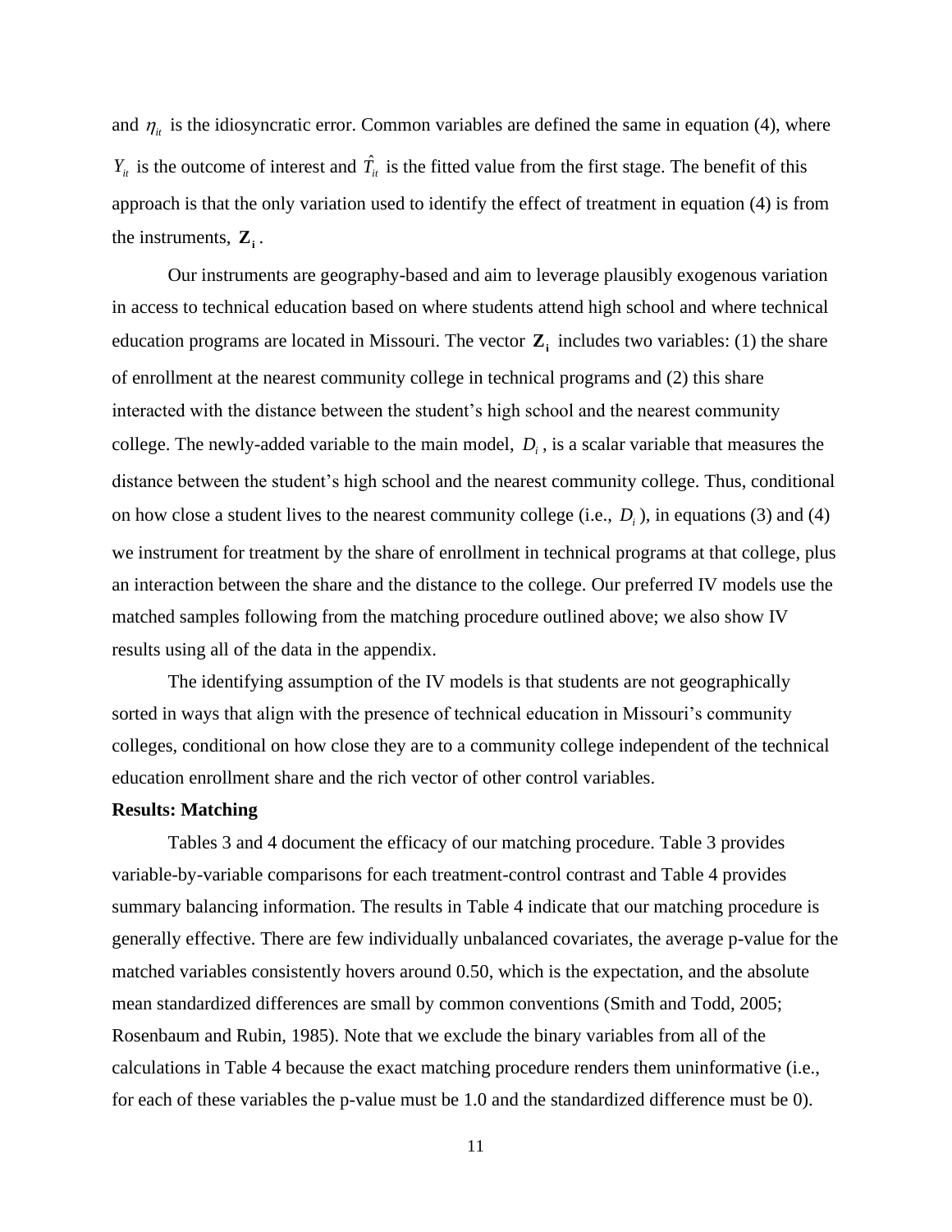and $\eta_{it}$ is the idiosyncratic error. Common variables are defined the same in equation (4), where $Y_{it}$ is the outcome of interest and $\hat{T}_{it}$ is the fitted value from the first stage. The benefit of this approach is that the only variation used to identify the effect of treatment in equation (4) is from the instruments, $\mathbf{Z_i}$.

Our instruments are geography-based and aim to leverage plausibly exogenous variation in access to technical education based on where students attend high school and where technical education programs are located in Missouri. The vector $\mathbf{Z_i}$ includes two variables: (1) the share of enrollment at the nearest community college in technical programs and (2) this share interacted with the distance between the student's high school and the nearest community college. The newly-added variable to the main model, $D_i$, is a scalar variable that measures the distance between the student's high school and the nearest community college. Thus, conditional on how close a student lives to the nearest community college (i.e., $D_i$), in equations (3) and (4) we instrument for treatment by the share of enrollment in technical programs at that college, plus an interaction between the share and the distance to the college. Our preferred IV models use the matched samples following from the matching procedure outlined above; we also show IV results using all of the data in the appendix.

The identifying assumption of the IV models is that students are not geographically sorted in ways that align with the presence of technical education in Missouri's community colleges, conditional on how close they are to a community college independent of the technical education enrollment share and the rich vector of other control variables.

**Results: Matching**

Tables 3 and 4 document the efficacy of our matching procedure. Table 3 provides variable-by-variable comparisons for each treatment-control contrast and Table 4 provides summary balancing information. The results in Table 4 indicate that our matching procedure is generally effective. There are few individually unbalanced covariates, the average p-value for the matched variables consistently hovers around 0.50, which is the expectation, and the absolute mean standardized differences are small by common conventions (Smith and Todd, 2005; Rosenbaum and Rubin, 1985). Note that we exclude the binary variables from all of the calculations in Table 4 because the exact matching procedure renders them uninformative (i.e., for each of these variables the p-value must be 1.0 and the standardized difference must be 0).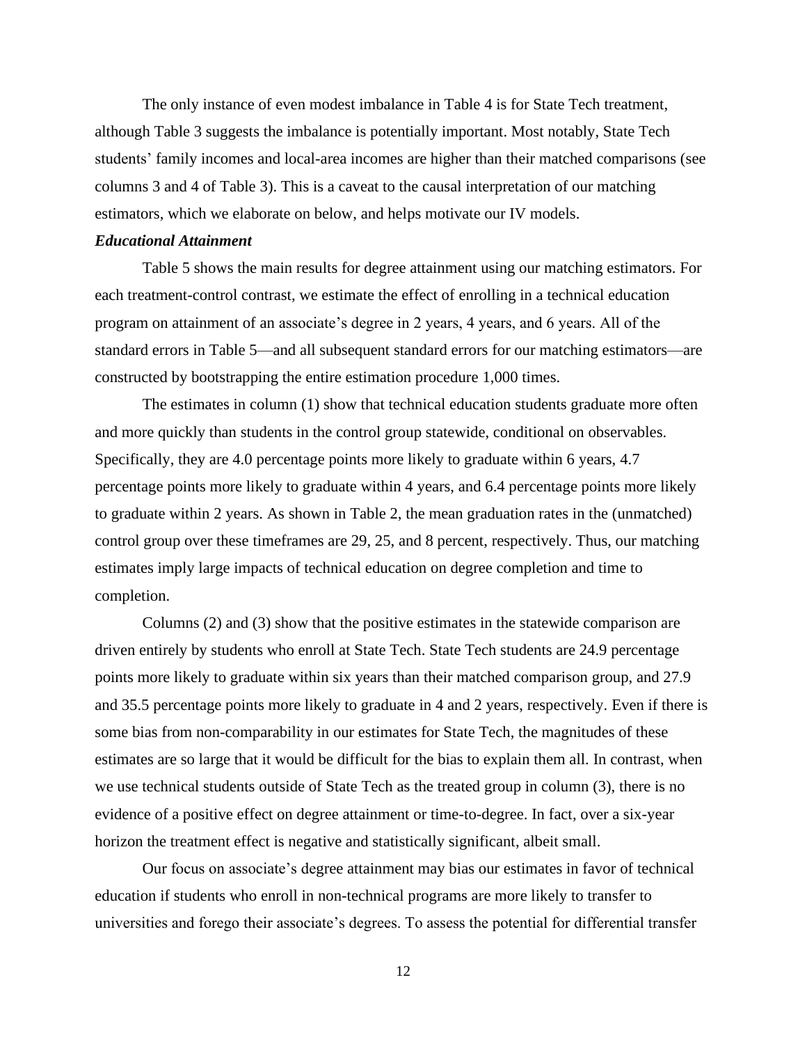The only instance of even modest imbalance in Table 4 is for State Tech treatment, although Table 3 suggests the imbalance is potentially important. Most notably, State Tech students' family incomes and local-area incomes are higher than their matched comparisons (see columns 3 and 4 of Table 3). This is a caveat to the causal interpretation of our matching estimators, which we elaborate on below, and helps motivate our IV models.

***Educational Attainment***

Table 5 shows the main results for degree attainment using our matching estimators. For each treatment-control contrast, we estimate the effect of enrolling in a technical education program on attainment of an associate's degree in 2 years, 4 years, and 6 years. All of the standard errors in Table 5—and all subsequent standard errors for our matching estimators—are constructed by bootstrapping the entire estimation procedure 1,000 times.

The estimates in column (1) show that technical education students graduate more often and more quickly than students in the control group statewide, conditional on observables. Specifically, they are 4.0 percentage points more likely to graduate within 6 years, 4.7 percentage points more likely to graduate within 4 years, and 6.4 percentage points more likely to graduate within 2 years. As shown in Table 2, the mean graduation rates in the (unmatched) control group over these timeframes are 29, 25, and 8 percent, respectively. Thus, our matching estimates imply large impacts of technical education on degree completion and time to completion.

Columns (2) and (3) show that the positive estimates in the statewide comparison are driven entirely by students who enroll at State Tech. State Tech students are 24.9 percentage points more likely to graduate within six years than their matched comparison group, and 27.9 and 35.5 percentage points more likely to graduate in 4 and 2 years, respectively. Even if there is some bias from non-comparability in our estimates for State Tech, the magnitudes of these estimates are so large that it would be difficult for the bias to explain them all. In contrast, when we use technical students outside of State Tech as the treated group in column (3), there is no evidence of a positive effect on degree attainment or time-to-degree. In fact, over a six-year horizon the treatment effect is negative and statistically significant, albeit small.

Our focus on associate's degree attainment may bias our estimates in favor of technical education if students who enroll in non-technical programs are more likely to transfer to universities and forego their associate's degrees. To assess the potential for differential transfer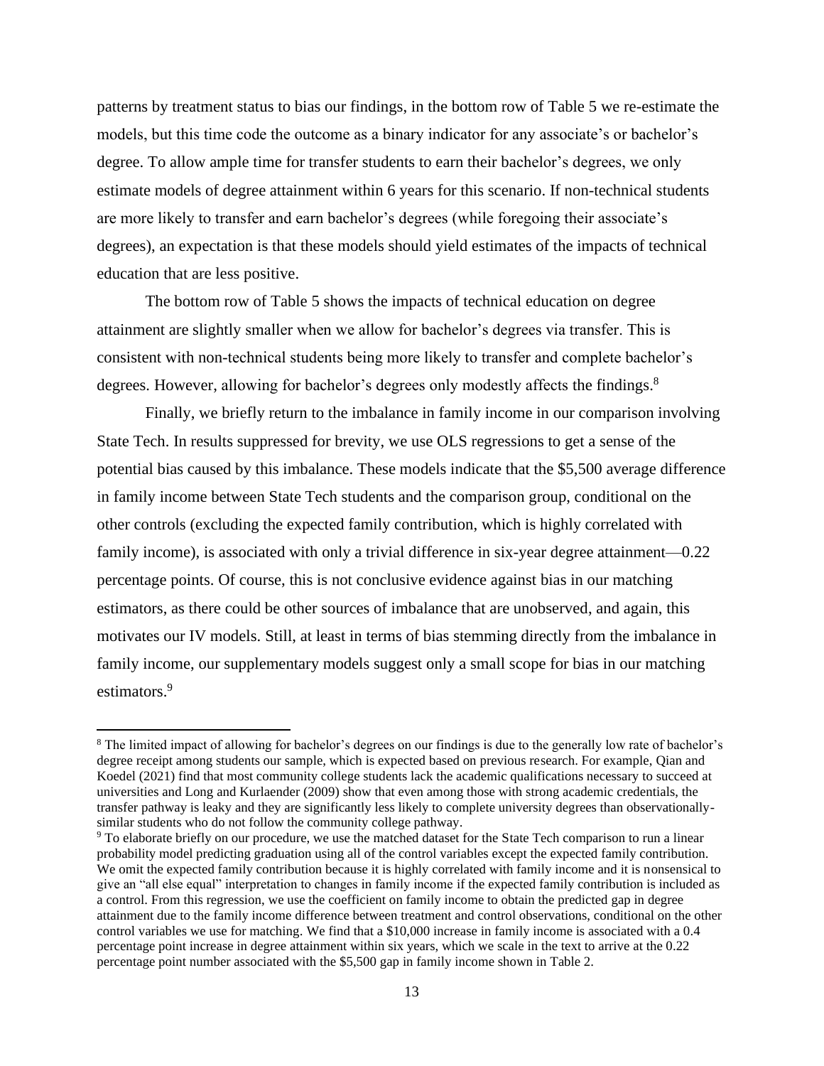patterns by treatment status to bias our findings, in the bottom row of Table 5 we re-estimate the models, but this time code the outcome as a binary indicator for any associate's or bachelor's degree. To allow ample time for transfer students to earn their bachelor's degrees, we only estimate models of degree attainment within 6 years for this scenario. If non-technical students are more likely to transfer and earn bachelor's degrees (while foregoing their associate's degrees), an expectation is that these models should yield estimates of the impacts of technical education that are less positive.

The bottom row of Table 5 shows the impacts of technical education on degree attainment are slightly smaller when we allow for bachelor's degrees via transfer. This is consistent with non-technical students being more likely to transfer and complete bachelor's degrees. However, allowing for bachelor's degrees only modestly affects the findings.[8]

Finally, we briefly return to the imbalance in family income in our comparison involving State Tech. In results suppressed for brevity, we use OLS regressions to get a sense of the potential bias caused by this imbalance. These models indicate that the \$5,500 average difference in family income between State Tech students and the comparison group, conditional on the other controls (excluding the expected family contribution, which is highly correlated with family income), is associated with only a trivial difference in six-year degree attainment—0.22 percentage points. Of course, this is not conclusive evidence against bias in our matching estimators, as there could be other sources of imbalance that are unobserved, and again, this motivates our IV models. Still, at least in terms of bias stemming directly from the imbalance in family income, our supplementary models suggest only a small scope for bias in our matching estimators.[9]

---

[8] The limited impact of allowing for bachelor's degrees on our findings is due to the generally low rate of bachelor's degree receipt among students our sample, which is expected based on previous research. For example, Qian and Koedel (2021) find that most community college students lack the academic qualifications necessary to succeed at universities and Long and Kurlaender (2009) show that even among those with strong academic credentials, the transfer pathway is leaky and they are significantly less likely to complete university degrees than observationally-similar students who do not follow the community college pathway.

[9] To elaborate briefly on our procedure, we use the matched dataset for the State Tech comparison to run a linear probability model predicting graduation using all of the control variables except the expected family contribution. We omit the expected family contribution because it is highly correlated with family income and it is nonsensical to give an "all else equal" interpretation to changes in family income if the expected family contribution is included as a control. From this regression, we use the coefficient on family income to obtain the predicted gap in degree attainment due to the family income difference between treatment and control observations, conditional on the other control variables we use for matching. We find that a \$10,000 increase in family income is associated with a 0.4 percentage point increase in degree attainment within six years, which we scale in the text to arrive at the 0.22 percentage point number associated with the \$5,500 gap in family income shown in Table 2.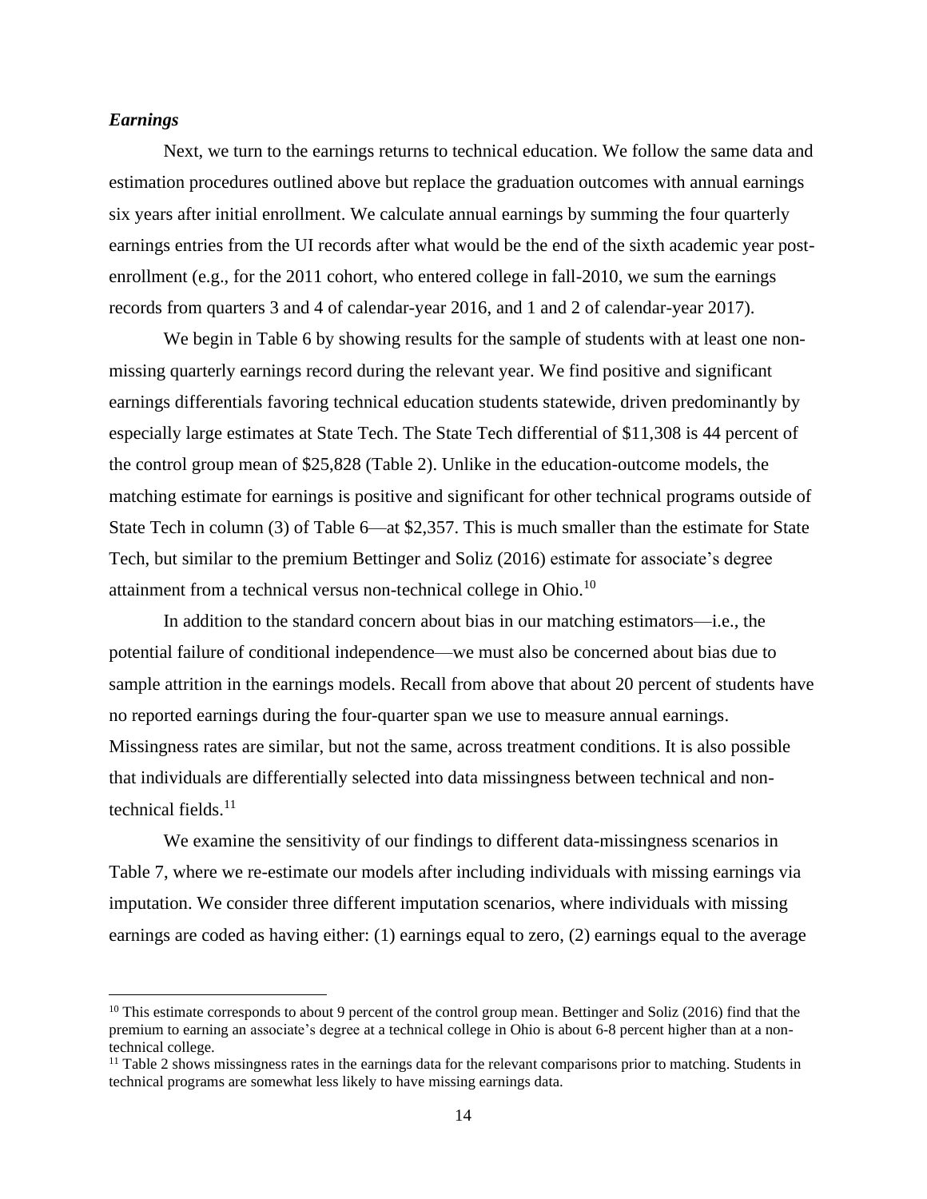***Earnings***

Next, we turn to the earnings returns to technical education. We follow the same data and estimation procedures outlined above but replace the graduation outcomes with annual earnings six years after initial enrollment. We calculate annual earnings by summing the four quarterly earnings entries from the UI records after what would be the end of the sixth academic year post-enrollment (e.g., for the 2011 cohort, who entered college in fall-2010, we sum the earnings records from quarters 3 and 4 of calendar-year 2016, and 1 and 2 of calendar-year 2017).

We begin in Table 6 by showing results for the sample of students with at least one non-missing quarterly earnings record during the relevant year. We find positive and significant earnings differentials favoring technical education students statewide, driven predominantly by especially large estimates at State Tech. The State Tech differential of $11,308 is 44 percent of the control group mean of $25,828 (Table 2). Unlike in the education-outcome models, the matching estimate for earnings is positive and significant for other technical programs outside of State Tech in column (3) of Table 6—at $2,357. This is much smaller than the estimate for State Tech, but similar to the premium Bettinger and Soliz (2016) estimate for associate's degree attainment from a technical versus non-technical college in Ohio.[10]

In addition to the standard concern about bias in our matching estimators—i.e., the potential failure of conditional independence—we must also be concerned about bias due to sample attrition in the earnings models. Recall from above that about 20 percent of students have no reported earnings during the four-quarter span we use to measure annual earnings. Missingness rates are similar, but not the same, across treatment conditions. It is also possible that individuals are differentially selected into data missingness between technical and non-technical fields.[11]

We examine the sensitivity of our findings to different data-missingness scenarios in Table 7, where we re-estimate our models after including individuals with missing earnings via imputation. We consider three different imputation scenarios, where individuals with missing earnings are coded as having either: (1) earnings equal to zero, (2) earnings equal to the average

---

[10] This estimate corresponds to about 9 percent of the control group mean. Bettinger and Soliz (2016) find that the premium to earning an associate's degree at a technical college in Ohio is about 6-8 percent higher than at a non-technical college.

[11] Table 2 shows missingness rates in the earnings data for the relevant comparisons prior to matching. Students in technical programs are somewhat less likely to have missing earnings data.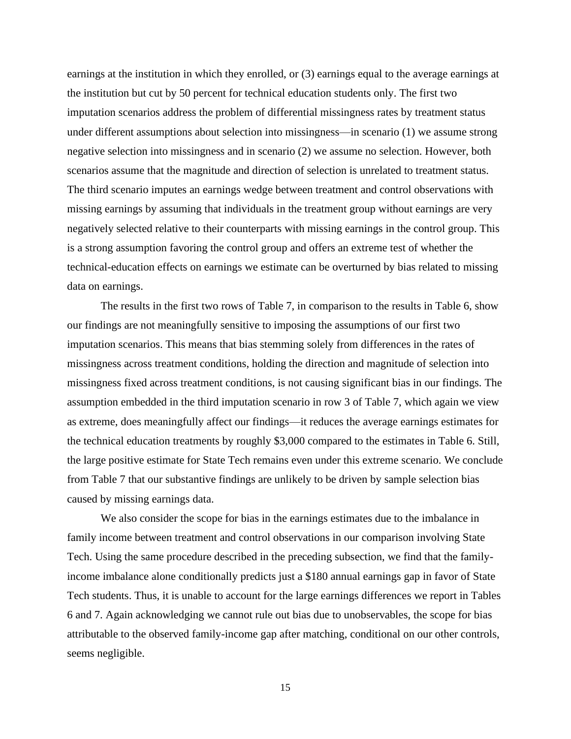earnings at the institution in which they enrolled, or (3) earnings equal to the average earnings at the institution but cut by 50 percent for technical education students only. The first two imputation scenarios address the problem of differential missingness rates by treatment status under different assumptions about selection into missingness—in scenario (1) we assume strong negative selection into missingness and in scenario (2) we assume no selection. However, both scenarios assume that the magnitude and direction of selection is unrelated to treatment status. The third scenario imputes an earnings wedge between treatment and control observations with missing earnings by assuming that individuals in the treatment group without earnings are very negatively selected relative to their counterparts with missing earnings in the control group. This is a strong assumption favoring the control group and offers an extreme test of whether the technical-education effects on earnings we estimate can be overturned by bias related to missing data on earnings.

The results in the first two rows of Table 7, in comparison to the results in Table 6, show our findings are not meaningfully sensitive to imposing the assumptions of our first two imputation scenarios. This means that bias stemming solely from differences in the rates of missingness across treatment conditions, holding the direction and magnitude of selection into missingness fixed across treatment conditions, is not causing significant bias in our findings. The assumption embedded in the third imputation scenario in row 3 of Table 7, which again we view as extreme, does meaningfully affect our findings—it reduces the average earnings estimates for the technical education treatments by roughly $3,000 compared to the estimates in Table 6. Still, the large positive estimate for State Tech remains even under this extreme scenario. We conclude from Table 7 that our substantive findings are unlikely to be driven by sample selection bias caused by missing earnings data.

We also consider the scope for bias in the earnings estimates due to the imbalance in family income between treatment and control observations in our comparison involving State Tech. Using the same procedure described in the preceding subsection, we find that the family-income imbalance alone conditionally predicts just a $180 annual earnings gap in favor of State Tech students. Thus, it is unable to account for the large earnings differences we report in Tables 6 and 7. Again acknowledging we cannot rule out bias due to unobservables, the scope for bias attributable to the observed family-income gap after matching, conditional on our other controls, seems negligible.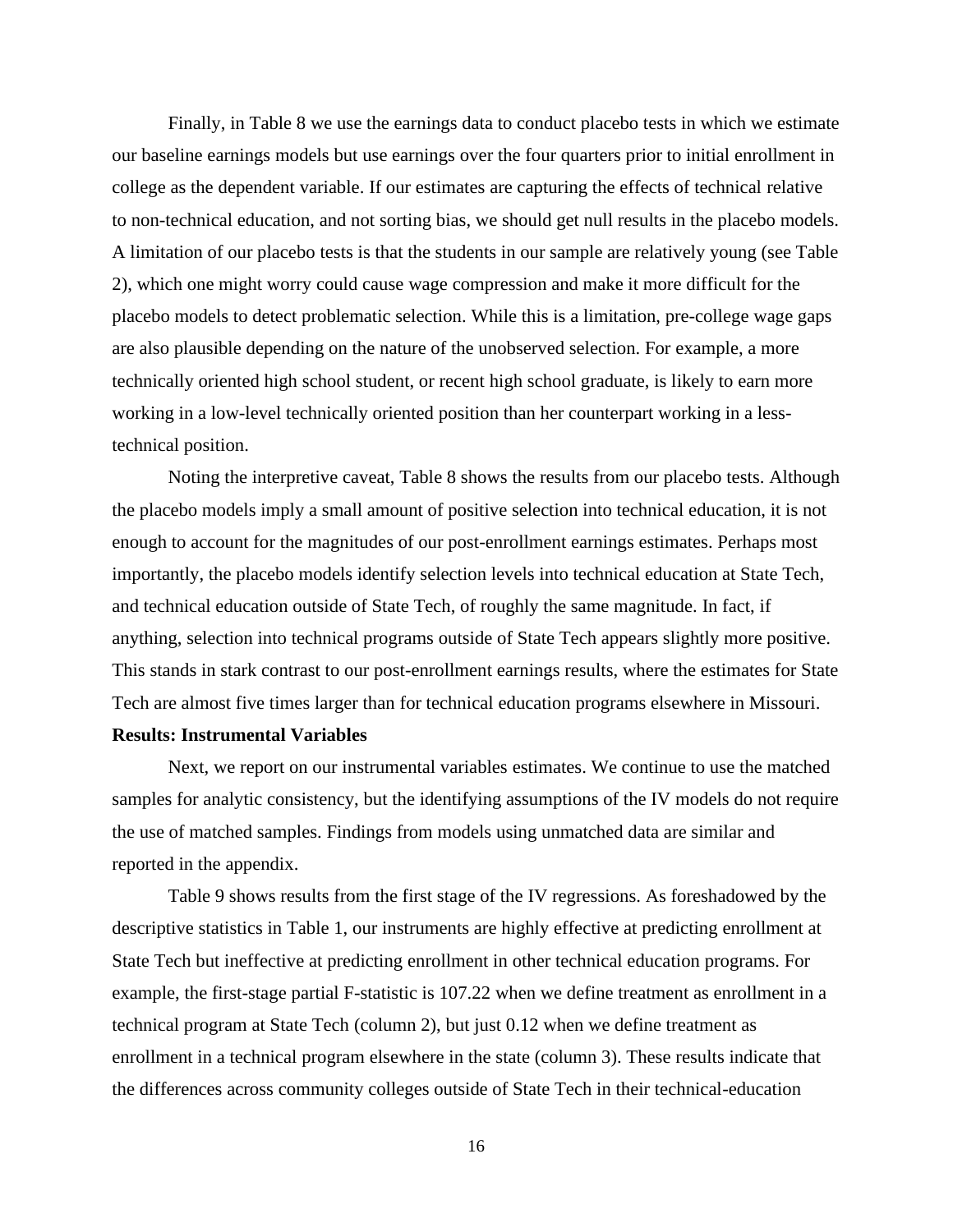Finally, in Table 8 we use the earnings data to conduct placebo tests in which we estimate our baseline earnings models but use earnings over the four quarters prior to initial enrollment in college as the dependent variable. If our estimates are capturing the effects of technical relative to non-technical education, and not sorting bias, we should get null results in the placebo models. A limitation of our placebo tests is that the students in our sample are relatively young (see Table 2), which one might worry could cause wage compression and make it more difficult for the placebo models to detect problematic selection. While this is a limitation, pre-college wage gaps are also plausible depending on the nature of the unobserved selection. For example, a more technically oriented high school student, or recent high school graduate, is likely to earn more working in a low-level technically oriented position than her counterpart working in a less-technical position.

Noting the interpretive caveat, Table 8 shows the results from our placebo tests. Although the placebo models imply a small amount of positive selection into technical education, it is not enough to account for the magnitudes of our post-enrollment earnings estimates. Perhaps most importantly, the placebo models identify selection levels into technical education at State Tech, and technical education outside of State Tech, of roughly the same magnitude. In fact, if anything, selection into technical programs outside of State Tech appears slightly more positive. This stands in stark contrast to our post-enrollment earnings results, where the estimates for State Tech are almost five times larger than for technical education programs elsewhere in Missouri.

**Results: Instrumental Variables**

Next, we report on our instrumental variables estimates. We continue to use the matched samples for analytic consistency, but the identifying assumptions of the IV models do not require the use of matched samples. Findings from models using unmatched data are similar and reported in the appendix.

Table 9 shows results from the first stage of the IV regressions. As foreshadowed by the descriptive statistics in Table 1, our instruments are highly effective at predicting enrollment at State Tech but ineffective at predicting enrollment in other technical education programs. For example, the first-stage partial F-statistic is 107.22 when we define treatment as enrollment in a technical program at State Tech (column 2), but just 0.12 when we define treatment as enrollment in a technical program elsewhere in the state (column 3). These results indicate that the differences across community colleges outside of State Tech in their technical-education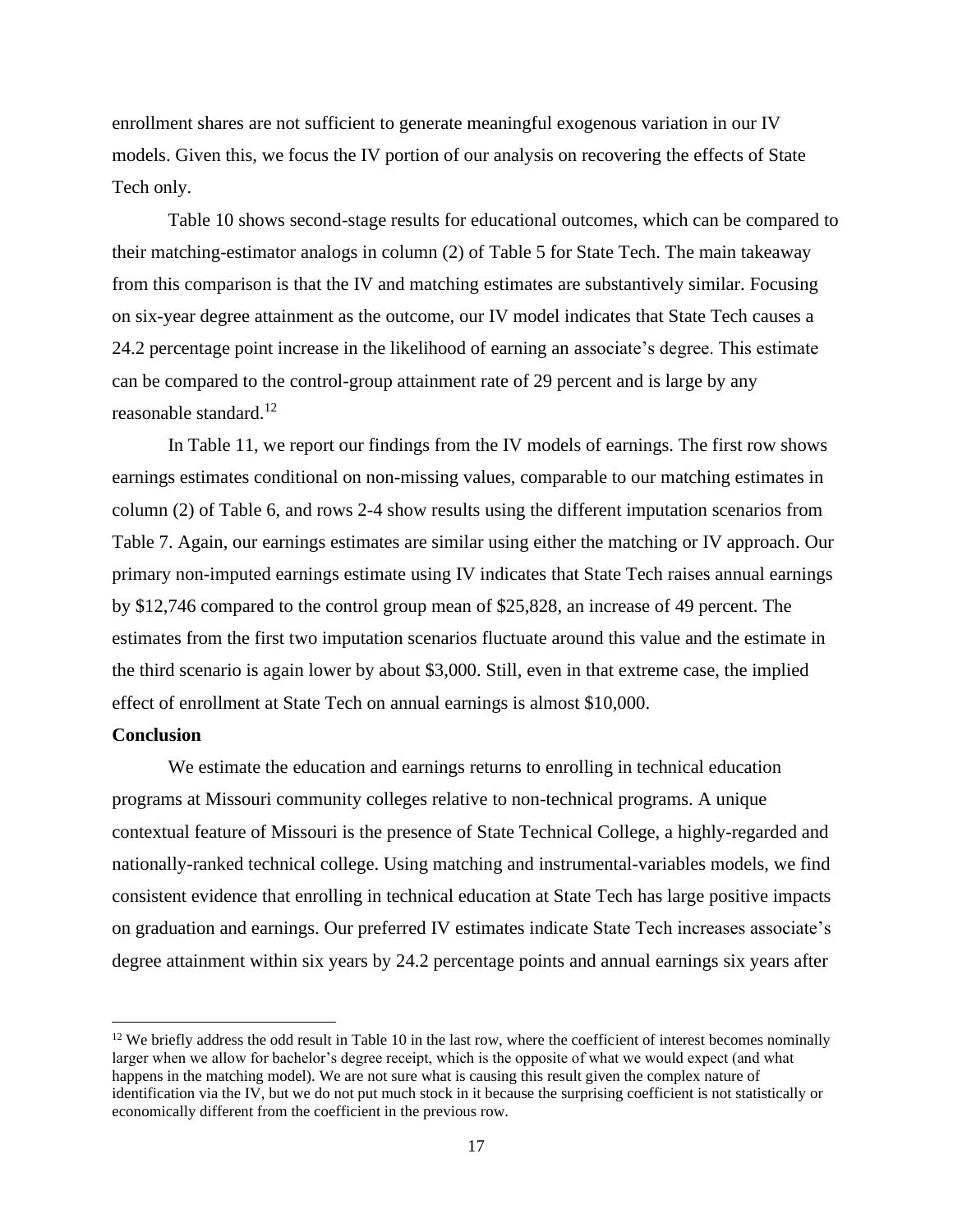enrollment shares are not sufficient to generate meaningful exogenous variation in our IV models. Given this, we focus the IV portion of our analysis on recovering the effects of State Tech only.

Table 10 shows second-stage results for educational outcomes, which can be compared to their matching-estimator analogs in column (2) of Table 5 for State Tech. The main takeaway from this comparison is that the IV and matching estimates are substantively similar. Focusing on six-year degree attainment as the outcome, our IV model indicates that State Tech causes a 24.2 percentage point increase in the likelihood of earning an associate's degree. This estimate can be compared to the control-group attainment rate of 29 percent and is large by any reasonable standard.[12]

In Table 11, we report our findings from the IV models of earnings. The first row shows earnings estimates conditional on non-missing values, comparable to our matching estimates in column (2) of Table 6, and rows 2-4 show results using the different imputation scenarios from Table 7. Again, our earnings estimates are similar using either the matching or IV approach. Our primary non-imputed earnings estimate using IV indicates that State Tech raises annual earnings by $12,746 compared to the control group mean of $25,828, an increase of 49 percent. The estimates from the first two imputation scenarios fluctuate around this value and the estimate in the third scenario is again lower by about $3,000. Still, even in that extreme case, the implied effect of enrollment at State Tech on annual earnings is almost $10,000.

**Conclusion**

We estimate the education and earnings returns to enrolling in technical education programs at Missouri community colleges relative to non-technical programs. A unique contextual feature of Missouri is the presence of State Technical College, a highly-regarded and nationally-ranked technical college. Using matching and instrumental-variables models, we find consistent evidence that enrolling in technical education at State Tech has large positive impacts on graduation and earnings. Our preferred IV estimates indicate State Tech increases associate's degree attainment within six years by 24.2 percentage points and annual earnings six years after

---

[12] We briefly address the odd result in Table 10 in the last row, where the coefficient of interest becomes nominally larger when we allow for bachelor's degree receipt, which is the opposite of what we would expect (and what happens in the matching model). We are not sure what is causing this result given the complex nature of identification via the IV, but we do not put much stock in it because the surprising coefficient is not statistically or economically different from the coefficient in the previous row.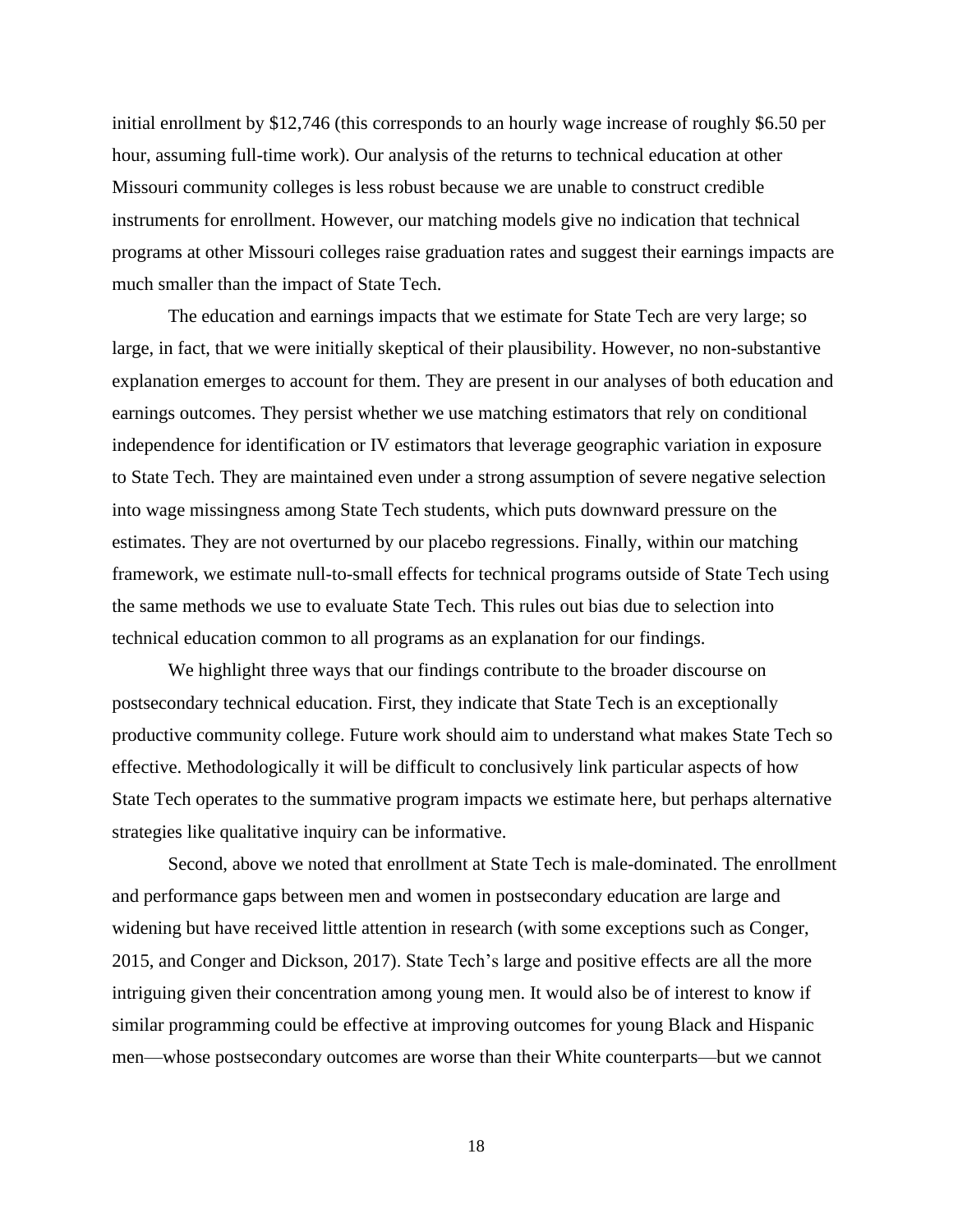initial enrollment by $12,746 (this corresponds to an hourly wage increase of roughly $6.50 per hour, assuming full-time work). Our analysis of the returns to technical education at other Missouri community colleges is less robust because we are unable to construct credible instruments for enrollment. However, our matching models give no indication that technical programs at other Missouri colleges raise graduation rates and suggest their earnings impacts are much smaller than the impact of State Tech.

The education and earnings impacts that we estimate for State Tech are very large; so large, in fact, that we were initially skeptical of their plausibility. However, no non-substantive explanation emerges to account for them. They are present in our analyses of both education and earnings outcomes. They persist whether we use matching estimators that rely on conditional independence for identification or IV estimators that leverage geographic variation in exposure to State Tech. They are maintained even under a strong assumption of severe negative selection into wage missingness among State Tech students, which puts downward pressure on the estimates. They are not overturned by our placebo regressions. Finally, within our matching framework, we estimate null-to-small effects for technical programs outside of State Tech using the same methods we use to evaluate State Tech. This rules out bias due to selection into technical education common to all programs as an explanation for our findings.

We highlight three ways that our findings contribute to the broader discourse on postsecondary technical education. First, they indicate that State Tech is an exceptionally productive community college. Future work should aim to understand what makes State Tech so effective. Methodologically it will be difficult to conclusively link particular aspects of how State Tech operates to the summative program impacts we estimate here, but perhaps alternative strategies like qualitative inquiry can be informative.

Second, above we noted that enrollment at State Tech is male-dominated. The enrollment and performance gaps between men and women in postsecondary education are large and widening but have received little attention in research (with some exceptions such as Conger, 2015, and Conger and Dickson, 2017). State Tech's large and positive effects are all the more intriguing given their concentration among young men. It would also be of interest to know if similar programming could be effective at improving outcomes for young Black and Hispanic men—whose postsecondary outcomes are worse than their White counterparts—but we cannot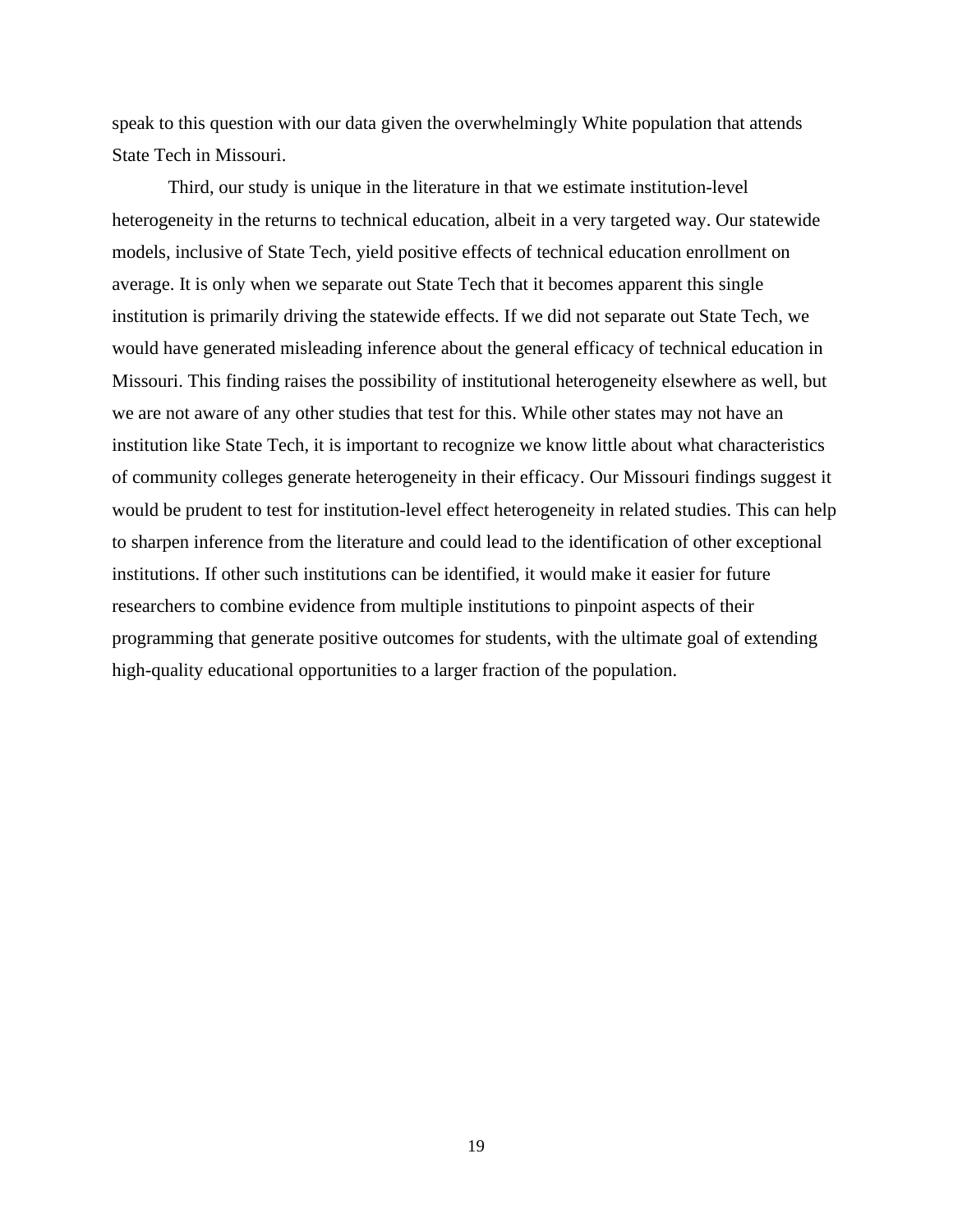speak to this question with our data given the overwhelmingly White population that attends State Tech in Missouri.

Third, our study is unique in the literature in that we estimate institution-level heterogeneity in the returns to technical education, albeit in a very targeted way. Our statewide models, inclusive of State Tech, yield positive effects of technical education enrollment on average. It is only when we separate out State Tech that it becomes apparent this single institution is primarily driving the statewide effects. If we did not separate out State Tech, we would have generated misleading inference about the general efficacy of technical education in Missouri. This finding raises the possibility of institutional heterogeneity elsewhere as well, but we are not aware of any other studies that test for this. While other states may not have an institution like State Tech, it is important to recognize we know little about what characteristics of community colleges generate heterogeneity in their efficacy. Our Missouri findings suggest it would be prudent to test for institution-level effect heterogeneity in related studies. This can help to sharpen inference from the literature and could lead to the identification of other exceptional institutions. If other such institutions can be identified, it would make it easier for future researchers to combine evidence from multiple institutions to pinpoint aspects of their programming that generate positive outcomes for students, with the ultimate goal of extending high-quality educational opportunities to a larger fraction of the population.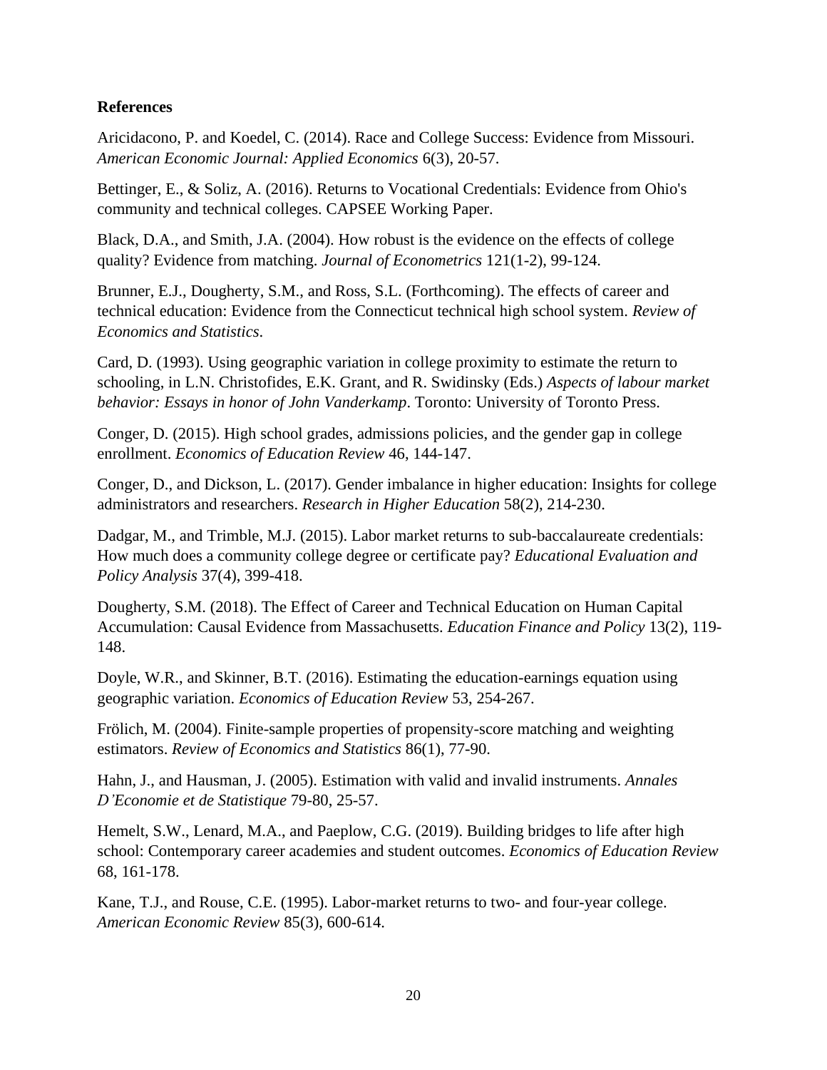**References**

Aricidacono, P. and Koedel, C. (2014). Race and College Success: Evidence from Missouri. *American Economic Journal: Applied Economics* 6(3), 20-57.

Bettinger, E., & Soliz, A. (2016). Returns to Vocational Credentials: Evidence from Ohio's community and technical colleges. CAPSEE Working Paper.

Black, D.A., and Smith, J.A. (2004). How robust is the evidence on the effects of college quality? Evidence from matching. *Journal of Econometrics* 121(1-2), 99-124.

Brunner, E.J., Dougherty, S.M., and Ross, S.L. (Forthcoming). The effects of career and technical education: Evidence from the Connecticut technical high school system. *Review of Economics and Statistics*.

Card, D. (1993). Using geographic variation in college proximity to estimate the return to schooling, in L.N. Christofides, E.K. Grant, and R. Swidinsky (Eds.) *Aspects of labour market behavior: Essays in honor of John Vanderkamp*. Toronto: University of Toronto Press.

Conger, D. (2015). High school grades, admissions policies, and the gender gap in college enrollment. *Economics of Education Review* 46, 144-147.

Conger, D., and Dickson, L. (2017). Gender imbalance in higher education: Insights for college administrators and researchers. *Research in Higher Education* 58(2), 214-230.

Dadgar, M., and Trimble, M.J. (2015). Labor market returns to sub-baccalaureate credentials: How much does a community college degree or certificate pay? *Educational Evaluation and Policy Analysis* 37(4), 399-418.

Dougherty, S.M. (2018). The Effect of Career and Technical Education on Human Capital Accumulation: Causal Evidence from Massachusetts. *Education Finance and Policy* 13(2), 119-148.

Doyle, W.R., and Skinner, B.T. (2016). Estimating the education-earnings equation using geographic variation. *Economics of Education Review* 53, 254-267.

Frölich, M. (2004). Finite-sample properties of propensity-score matching and weighting estimators. *Review of Economics and Statistics* 86(1), 77-90.

Hahn, J., and Hausman, J. (2005). Estimation with valid and invalid instruments. *Annales D'Economie et de Statistique* 79-80, 25-57.

Hemelt, S.W., Lenard, M.A., and Paeplow, C.G. (2019). Building bridges to life after high school: Contemporary career academies and student outcomes. *Economics of Education Review* 68, 161-178.

Kane, T.J., and Rouse, C.E. (1995). Labor-market returns to two- and four-year college. *American Economic Review* 85(3), 600-614.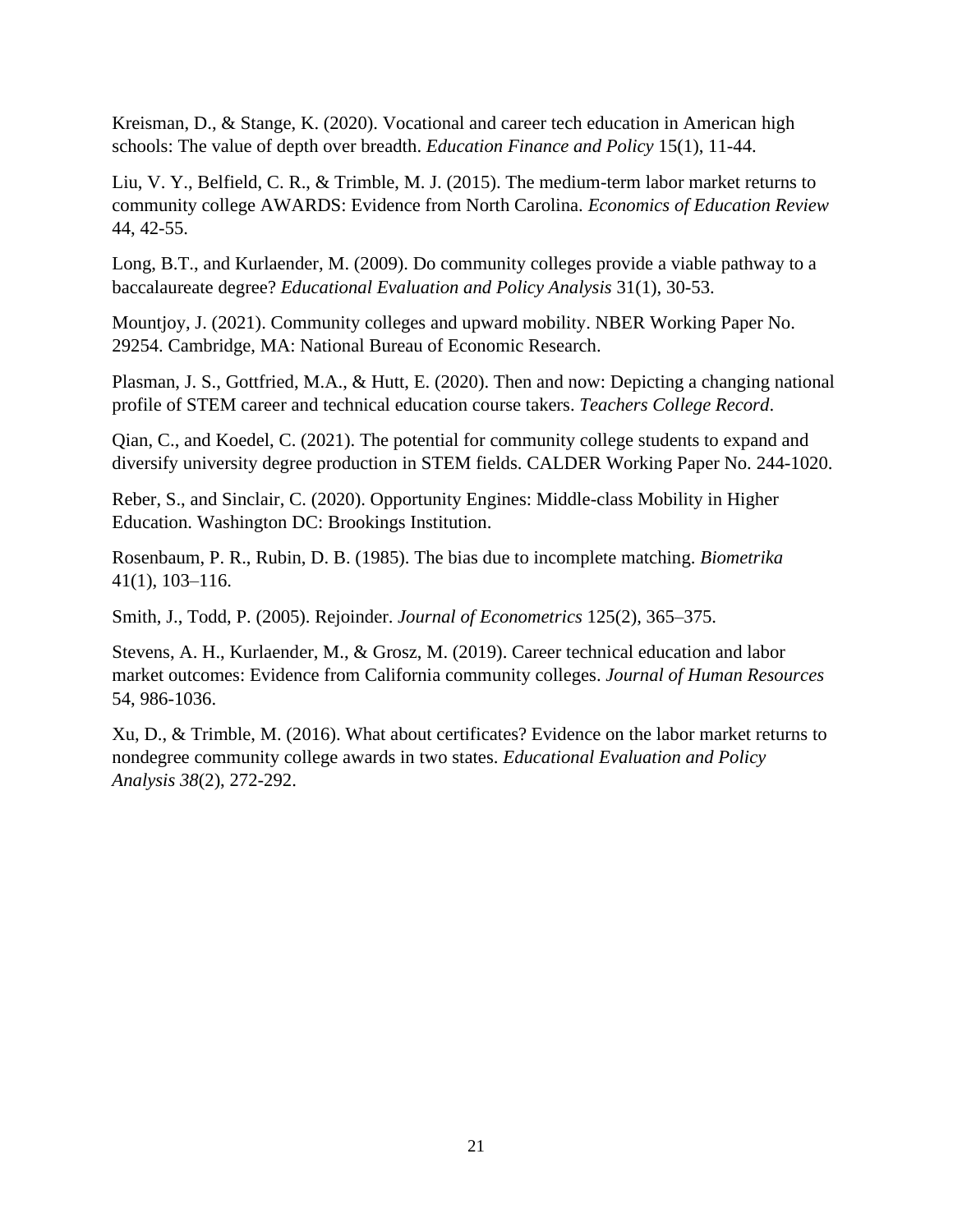Kreisman, D., & Stange, K. (2020). Vocational and career tech education in American high schools: The value of depth over breadth. *Education Finance and Policy* 15(1), 11-44.

Liu, V. Y., Belfield, C. R., & Trimble, M. J. (2015). The medium-term labor market returns to community college AWARDS: Evidence from North Carolina. *Economics of Education Review* 44, 42-55.

Long, B.T., and Kurlaender, M. (2009). Do community colleges provide a viable pathway to a baccalaureate degree? *Educational Evaluation and Policy Analysis* 31(1), 30-53.

Mountjoy, J. (2021). Community colleges and upward mobility. NBER Working Paper No. 29254. Cambridge, MA: National Bureau of Economic Research.

Plasman, J. S., Gottfried, M.A., & Hutt, E. (2020). Then and now: Depicting a changing national profile of STEM career and technical education course takers. *Teachers College Record*.

Qian, C., and Koedel, C. (2021). The potential for community college students to expand and diversify university degree production in STEM fields. CALDER Working Paper No. 244-1020.

Reber, S., and Sinclair, C. (2020). Opportunity Engines: Middle-class Mobility in Higher Education. Washington DC: Brookings Institution.

Rosenbaum, P. R., Rubin, D. B. (1985). The bias due to incomplete matching. *Biometrika* 41(1), 103–116.

Smith, J., Todd, P. (2005). Rejoinder. *Journal of Econometrics* 125(2), 365–375.

Stevens, A. H., Kurlaender, M., & Grosz, M. (2019). Career technical education and labor market outcomes: Evidence from California community colleges. *Journal of Human Resources* 54, 986-1036.

Xu, D., & Trimble, M. (2016). What about certificates? Evidence on the labor market returns to nondegree community college awards in two states. *Educational Evaluation and Policy Analysis 38*(2), 272-292.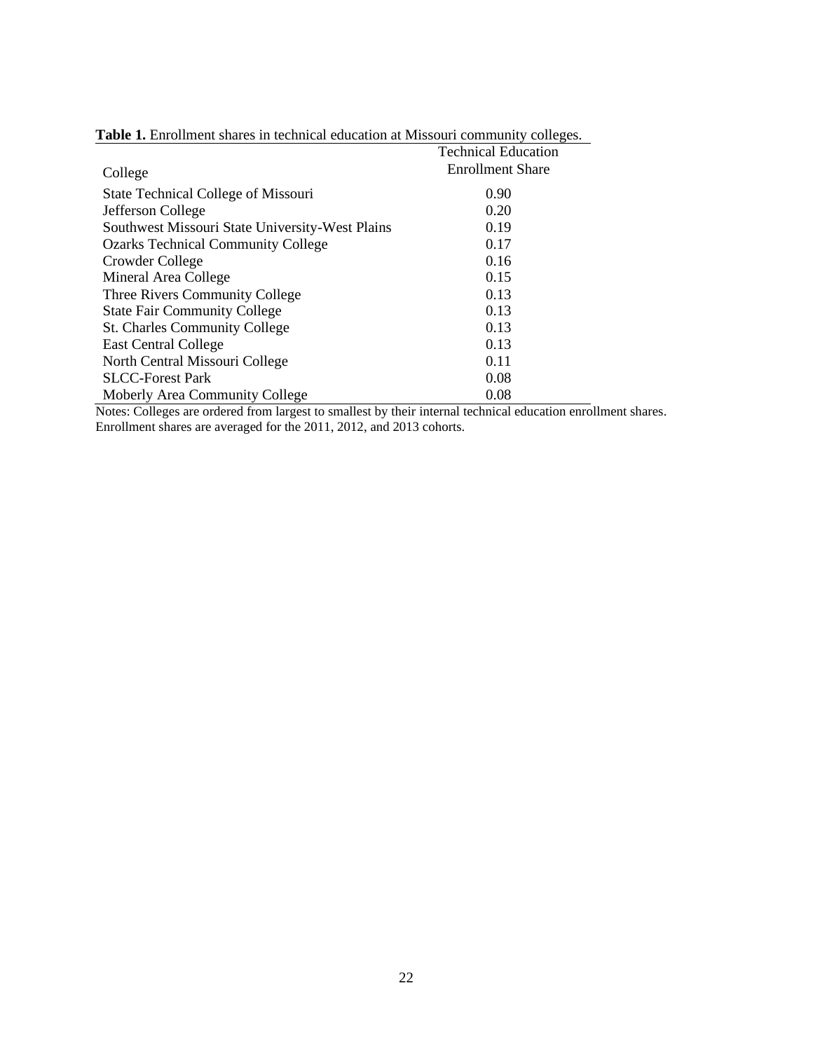**Table 1.** Enrollment shares in technical education at Missouri community colleges.

| College | Technical Education Enrollment Share |
|---|---|
| State Technical College of Missouri | 0.90 |
| Jefferson College | 0.20 |
| Southwest Missouri State University-West Plains | 0.19 |
| Ozarks Technical Community College | 0.17 |
| Crowder College | 0.16 |
| Mineral Area College | 0.15 |
| Three Rivers Community College | 0.13 |
| State Fair Community College | 0.13 |
| St. Charles Community College | 0.13 |
| East Central College | 0.13 |
| North Central Missouri College | 0.11 |
| SLCC-Forest Park | 0.08 |
| Moberly Area Community College | 0.08 |

Notes: Colleges are ordered from largest to smallest by their internal technical education enrollment shares. Enrollment shares are averaged for the 2011, 2012, and 2013 cohorts.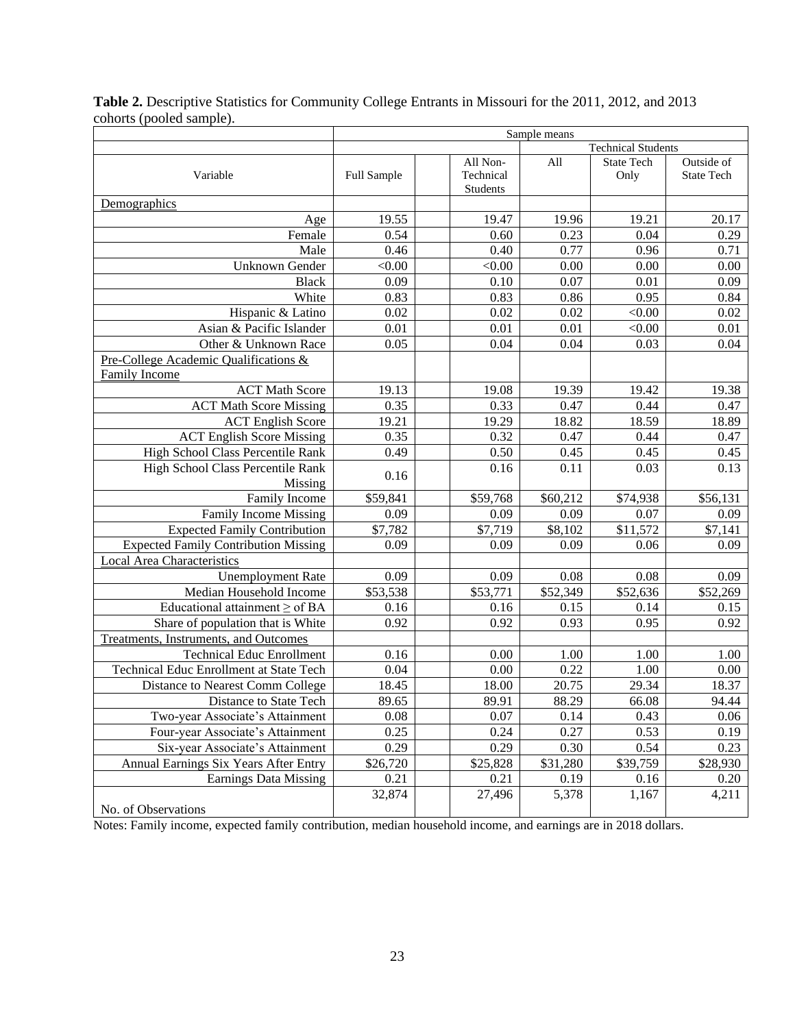**Table 2.** Descriptive Statistics for Community College Entrants in Missouri for the 2011, 2012, and 2013 cohorts (pooled sample).

| | Sample means | | | | | |
|---|---|---|---|---|---|---|
| | | | | Technical Students | | |
| Variable | Full Sample | | All Non-Technical Students | All | State Tech Only | Outside of State Tech |
| Demographics | | | | | | |
| Age | 19.55 | | 19.47 | 19.96 | 19.21 | 20.17 |
| Female | 0.54 | | 0.60 | 0.23 | 0.04 | 0.29 |
| Male | 0.46 | | 0.40 | 0.77 | 0.96 | 0.71 |
| Unknown Gender | <0.00 | | <0.00 | 0.00 | 0.00 | 0.00 |
| Black | 0.09 | | 0.10 | 0.07 | 0.01 | 0.09 |
| White | 0.83 | | 0.83 | 0.86 | 0.95 | 0.84 |
| Hispanic & Latino | 0.02 | | 0.02 | 0.02 | <0.00 | 0.02 |
| Asian & Pacific Islander | 0.01 | | 0.01 | 0.01 | <0.00 | 0.01 |
| Other & Unknown Race | 0.05 | | 0.04 | 0.04 | 0.03 | 0.04 |
| Pre-College Academic Qualifications & Family Income | | | | | | |
| ACT Math Score | 19.13 | | 19.08 | 19.39 | 19.42 | 19.38 |
| ACT Math Score Missing | 0.35 | | 0.33 | 0.47 | 0.44 | 0.47 |
| ACT English Score | 19.21 | | 19.29 | 18.82 | 18.59 | 18.89 |
| ACT English Score Missing | 0.35 | | 0.32 | 0.47 | 0.44 | 0.47 |
| High School Class Percentile Rank | 0.49 | | 0.50 | 0.45 | 0.45 | 0.45 |
| High School Class Percentile Rank Missing | 0.16 | | 0.16 | 0.11 | 0.03 | 0.13 |
| Family Income | $59,841 | | $59,768 | $60,212 | $74,938 | $56,131 |
| Family Income Missing | 0.09 | | 0.09 | 0.09 | 0.07 | 0.09 |
| Expected Family Contribution | $7,782 | | $7,719 | $8,102 | $11,572 | $7,141 |
| Expected Family Contribution Missing | 0.09 | | 0.09 | 0.09 | 0.06 | 0.09 |
| Local Area Characteristics | | | | | | |
| Unemployment Rate | 0.09 | | 0.09 | 0.08 | 0.08 | 0.09 |
| Median Household Income | $53,538 | | $53,771 | $52,349 | $52,636 | $52,269 |
| Educational attainment $\geq$ of BA | 0.16 | | 0.16 | 0.15 | 0.14 | 0.15 |
| Share of population that is White | 0.92 | | 0.92 | 0.93 | 0.95 | 0.92 |
| Treatments, Instruments, and Outcomes | | | | | | |
| Technical Educ Enrollment | 0.16 | | 0.00 | 1.00 | 1.00 | 1.00 |
| Technical Educ Enrollment at State Tech | 0.04 | | 0.00 | 0.22 | 1.00 | 0.00 |
| Distance to Nearest Comm College | 18.45 | | 18.00 | 20.75 | 29.34 | 18.37 |
| Distance to State Tech | 89.65 | | 89.91 | 88.29 | 66.08 | 94.44 |
| Two-year Associate's Attainment | 0.08 | | 0.07 | 0.14 | 0.43 | 0.06 |
| Four-year Associate's Attainment | 0.25 | | 0.24 | 0.27 | 0.53 | 0.19 |
| Six-year Associate's Attainment | 0.29 | | 0.29 | 0.30 | 0.54 | 0.23 |
| Annual Earnings Six Years After Entry | $26,720 | | $25,828 | $31,280 | $39,759 | $28,930 |
| Earnings Data Missing | 0.21 | | 0.21 | 0.19 | 0.16 | 0.20 |
| No. of Observations | 32,874 | | 27,496 | 5,378 | 1,167 | 4,211 |

Notes: Family income, expected family contribution, median household income, and earnings are in 2018 dollars.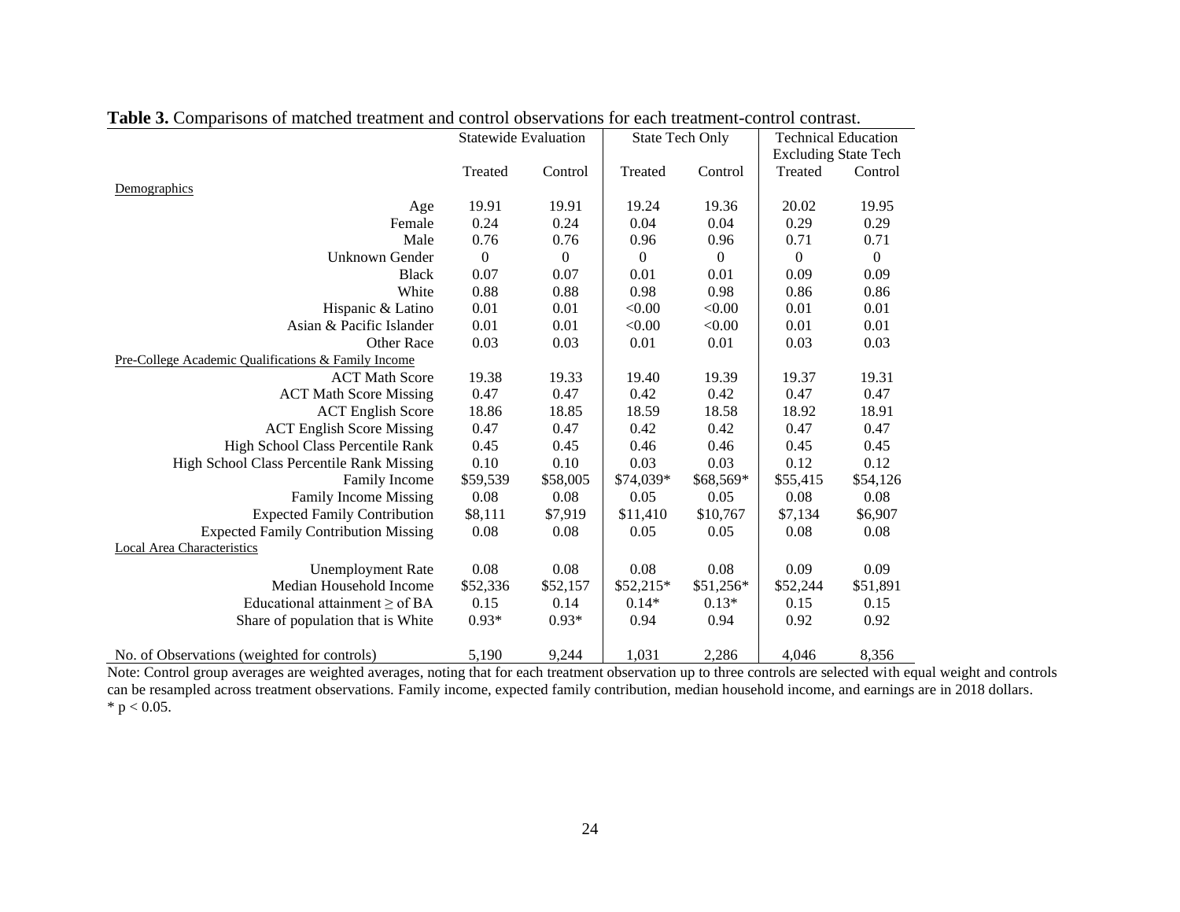**Table 3.** Comparisons of matched treatment and control observations for each treatment-control contrast.

| | Statewide Evaluation | | State Tech Only | | Technical Education Excluding State Tech | |
|---|---|---|---|---|---|---|
| | Treated | Control | Treated | Control | Treated | Control |
| Demographics | | | | | | |
| Age | 19.91 | 19.91 | 19.24 | 19.36 | 20.02 | 19.95 |
| Female | 0.24 | 0.24 | 0.04 | 0.04 | 0.29 | 0.29 |
| Male | 0.76 | 0.76 | 0.96 | 0.96 | 0.71 | 0.71 |
| Unknown Gender | 0 | 0 | 0 | 0 | 0 | 0 |
| Black | 0.07 | 0.07 | 0.01 | 0.01 | 0.09 | 0.09 |
| White | 0.88 | 0.88 | 0.98 | 0.98 | 0.86 | 0.86 |
| Hispanic & Latino | 0.01 | 0.01 | <0.00 | <0.00 | 0.01 | 0.01 |
| Asian & Pacific Islander | 0.01 | 0.01 | <0.00 | <0.00 | 0.01 | 0.01 |
| Other Race | 0.03 | 0.03 | 0.01 | 0.01 | 0.03 | 0.03 |
| Pre-College Academic Qualifications & Family Income | | | | | | |
| ACT Math Score | 19.38 | 19.33 | 19.40 | 19.39 | 19.37 | 19.31 |
| ACT Math Score Missing | 0.47 | 0.47 | 0.42 | 0.42 | 0.47 | 0.47 |
| ACT English Score | 18.86 | 18.85 | 18.59 | 18.58 | 18.92 | 18.91 |
| ACT English Score Missing | 0.47 | 0.47 | 0.42 | 0.42 | 0.47 | 0.47 |
| High School Class Percentile Rank | 0.45 | 0.45 | 0.46 | 0.46 | 0.45 | 0.45 |
| High School Class Percentile Rank Missing | 0.10 | 0.10 | 0.03 | 0.03 | 0.12 | 0.12 |
| Family Income | $59,539 | $58,005 | $74,039* | $68,569* | $55,415 | $54,126 |
| Family Income Missing | 0.08 | 0.08 | 0.05 | 0.05 | 0.08 | 0.08 |
| Expected Family Contribution | $8,111 | $7,919 | $11,410 | $10,767 | $7,134 | $6,907 |
| Expected Family Contribution Missing | 0.08 | 0.08 | 0.05 | 0.05 | 0.08 | 0.08 |
| Local Area Characteristics | | | | | | |
| Unemployment Rate | 0.08 | 0.08 | 0.08 | 0.08 | 0.09 | 0.09 |
| Median Household Income | $52,336 | $52,157 | $52,215* | $51,256* | $52,244 | $51,891 |
| Educational attainment ≥ of BA | 0.15 | 0.14 | 0.14* | 0.13* | 0.15 | 0.15 |
| Share of population that is White | 0.93* | 0.93* | 0.94 | 0.94 | 0.92 | 0.92 |
| No. of Observations (weighted for controls) | 5,190 | 9,244 | 1,031 | 2,286 | 4,046 | 8,356 |

Note: Control group averages are weighted averages, noting that for each treatment observation up to three controls are selected with equal weight and controls can be resampled across treatment observations. Family income, expected family contribution, median household income, and earnings are in 2018 dollars.
* $p < 0.05$.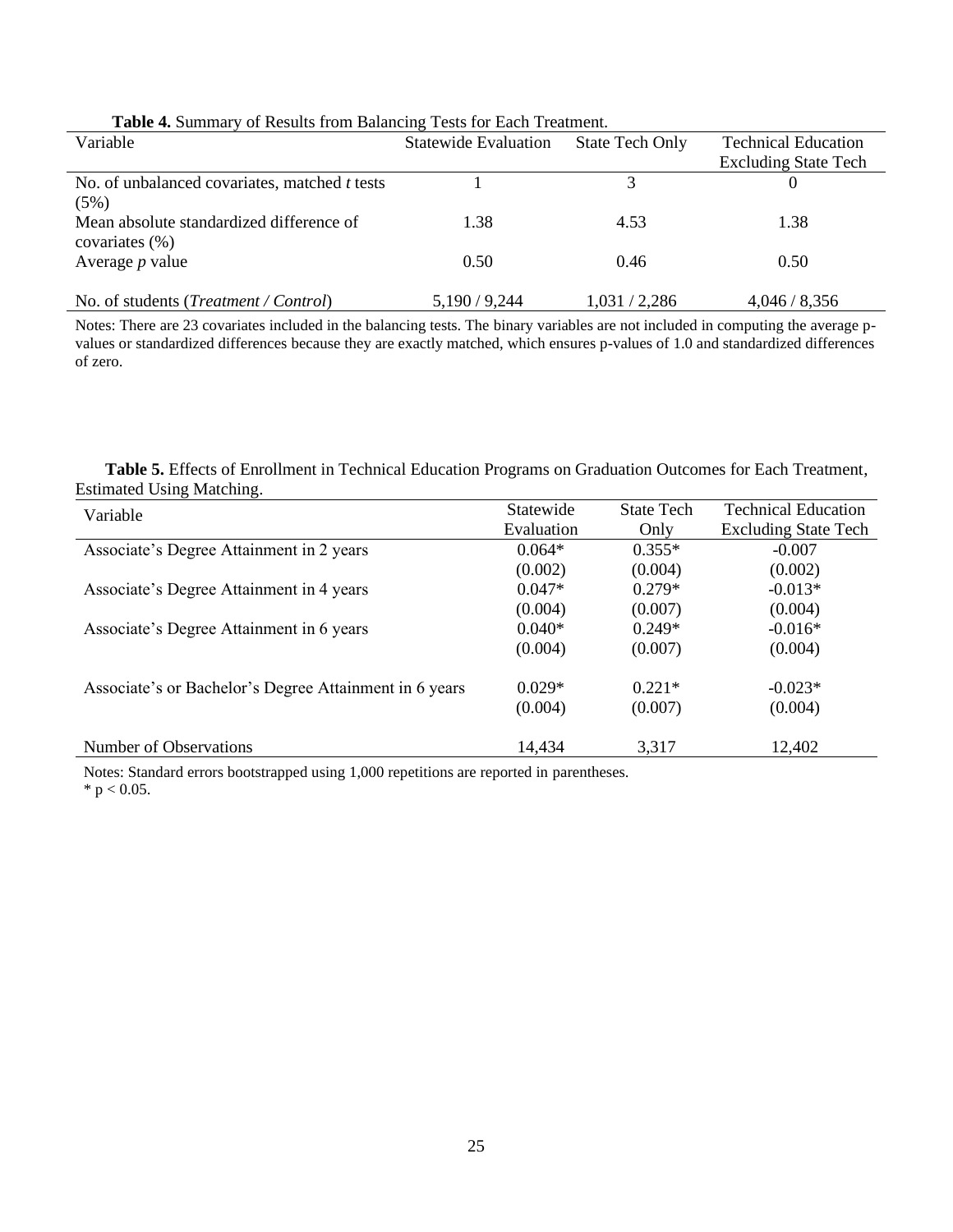**Table 4.** Summary of Results from Balancing Tests for Each Treatment.

| Variable | Statewide Evaluation | State Tech Only | Technical Education Excluding State Tech |
|---|---|---|---|
| No. of unbalanced covariates, matched *t* tests (5%) | 1 | 3 | 0 |
| Mean absolute standardized difference of covariates (%) | 1.38 | 4.53 | 1.38 |
| Average *p* value | 0.50 | 0.46 | 0.50 |
| No. of students (*Treatment / Control*) | 5,190 / 9,244 | 1,031 / 2,286 | 4,046 / 8,356 |

Notes: There are 23 covariates included in the balancing tests. The binary variables are not included in computing the average p-values or standardized differences because they are exactly matched, which ensures p-values of 1.0 and standardized differences of zero.

**Table 5.** Effects of Enrollment in Technical Education Programs on Graduation Outcomes for Each Treatment, Estimated Using Matching.

| Variable | Statewide Evaluation | State Tech Only | Technical Education Excluding State Tech |
|---|---|---|---|
| Associate's Degree Attainment in 2 years | 0.064* | 0.355* | -0.007 |
| | (0.002) | (0.004) | (0.002) |
| Associate's Degree Attainment in 4 years | 0.047* | 0.279* | -0.013* |
| | (0.004) | (0.007) | (0.004) |
| Associate's Degree Attainment in 6 years | 0.040* | 0.249* | -0.016* |
| | (0.004) | (0.007) | (0.004) |
| Associate's or Bachelor's Degree Attainment in 6 years | 0.029* | 0.221* | -0.023* |
| | (0.004) | (0.007) | (0.004) |
| Number of Observations | 14,434 | 3,317 | 12,402 |

Notes: Standard errors bootstrapped using 1,000 repetitions are reported in parentheses.
* $p < 0.05$.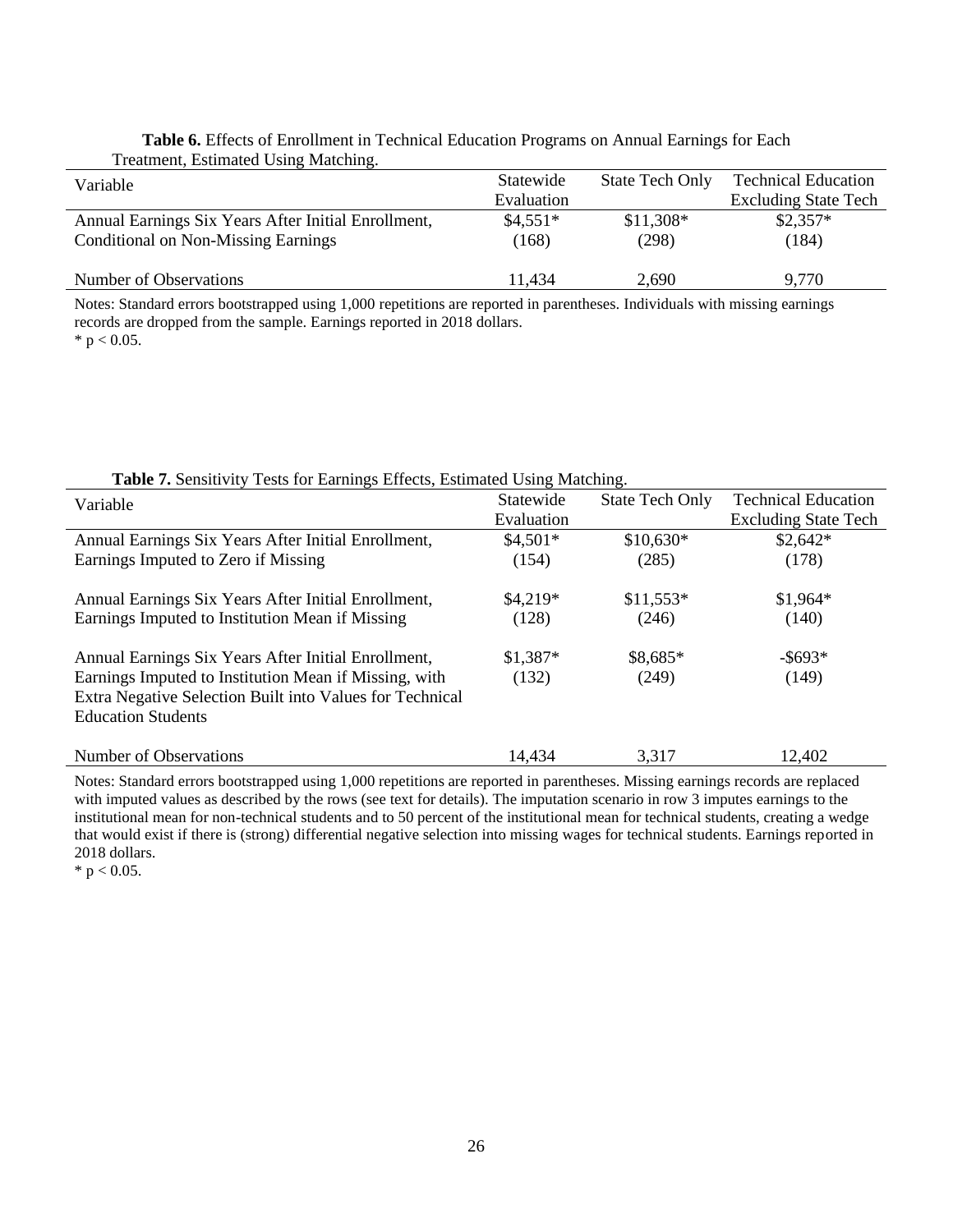**Table 6.** Effects of Enrollment in Technical Education Programs on Annual Earnings for Each Treatment, Estimated Using Matching.

| Variable | Statewide Evaluation | State Tech Only | Technical Education Excluding State Tech |
|---|---|---|---|
| Annual Earnings Six Years After Initial Enrollment, Conditional on Non-Missing Earnings | $4,551* | $11,308* | $2,357* |
| | (168) | (298) | (184) |
| Number of Observations | 11,434 | 2,690 | 9,770 |

Notes: Standard errors bootstrapped using 1,000 repetitions are reported in parentheses. Individuals with missing earnings records are dropped from the sample. Earnings reported in 2018 dollars.
* $p < 0.05$.

**Table 7.** Sensitivity Tests for Earnings Effects, Estimated Using Matching.

| Variable | Statewide Evaluation | State Tech Only | Technical Education Excluding State Tech |
|---|---|---|---|
| Annual Earnings Six Years After Initial Enrollment, Earnings Imputed to Zero if Missing | $4,501* | $10,630* | $2,642* |
| | (154) | (285) | (178) |
| Annual Earnings Six Years After Initial Enrollment, Earnings Imputed to Institution Mean if Missing | $4,219* | $11,553* | $1,964* |
| | (128) | (246) | (140) |
| Annual Earnings Six Years After Initial Enrollment, Earnings Imputed to Institution Mean if Missing, with Extra Negative Selection Built into Values for Technical Education Students | $1,387* | $8,685* | -$693* |
| | (132) | (249) | (149) |
| Number of Observations | 14,434 | 3,317 | 12,402 |

Notes: Standard errors bootstrapped using 1,000 repetitions are reported in parentheses. Missing earnings records are replaced with imputed values as described by the rows (see text for details). The imputation scenario in row 3 imputes earnings to the institutional mean for non-technical students and to 50 percent of the institutional mean for technical students, creating a wedge that would exist if there is (strong) differential negative selection into missing wages for technical students. Earnings reported in 2018 dollars.
* $p < 0.05$.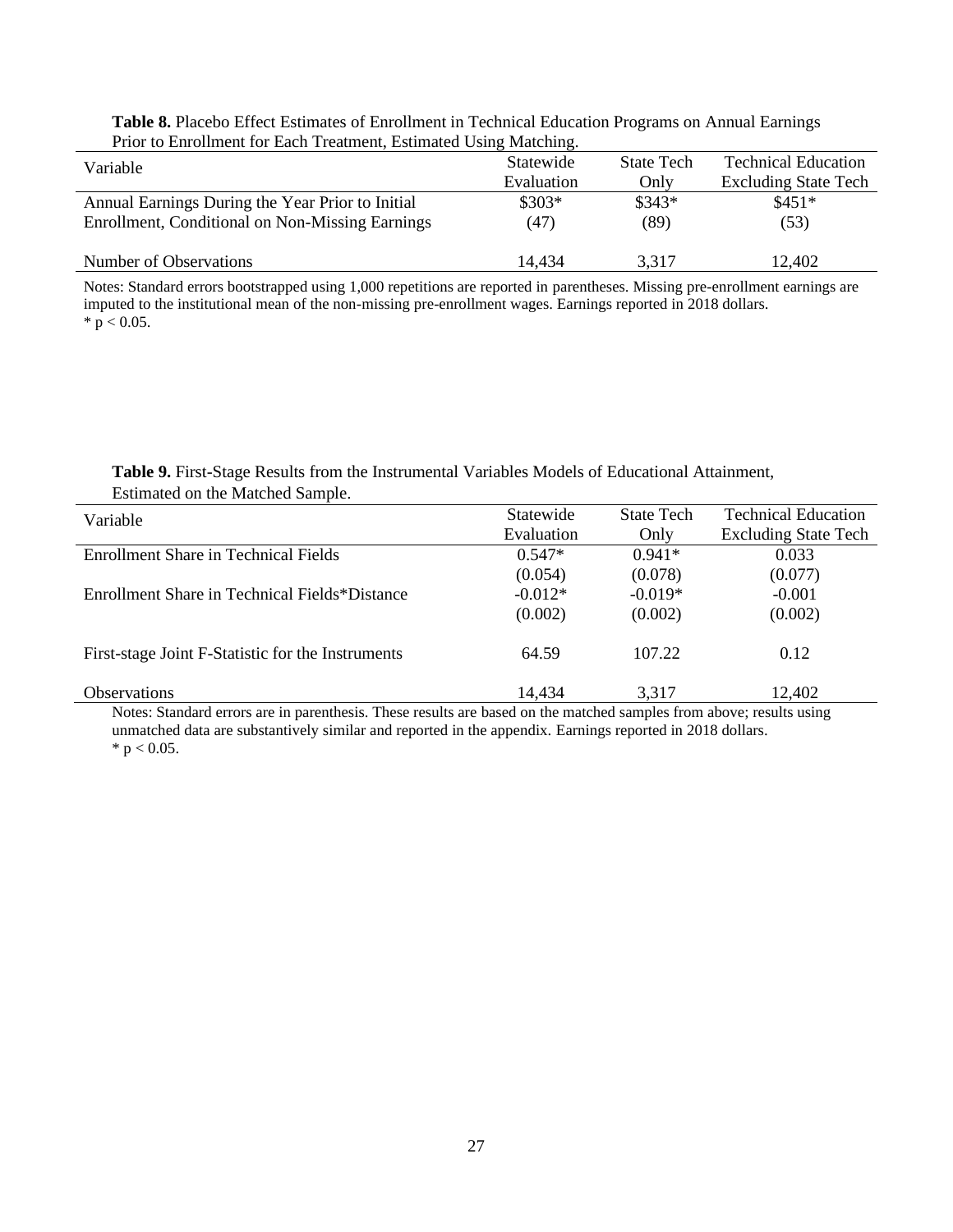**Table 8.** Placebo Effect Estimates of Enrollment in Technical Education Programs on Annual Earnings Prior to Enrollment for Each Treatment, Estimated Using Matching.

| Variable | Statewide Evaluation | State Tech Only | Technical Education Excluding State Tech |
|---|---|---|---|
| Annual Earnings During the Year Prior to Initial Enrollment, Conditional on Non-Missing Earnings | $303* | $343* | $451* |
| | (47) | (89) | (53) |
| Number of Observations | 14,434 | 3,317 | 12,402 |

Notes: Standard errors bootstrapped using 1,000 repetitions are reported in parentheses. Missing pre-enrollment earnings are imputed to the institutional mean of the non-missing pre-enrollment wages. Earnings reported in 2018 dollars.
* $p < 0.05$.

**Table 9.** First-Stage Results from the Instrumental Variables Models of Educational Attainment, Estimated on the Matched Sample.

| Variable | Statewide Evaluation | State Tech Only | Technical Education Excluding State Tech |
|---|---|---|---|
| Enrollment Share in Technical Fields | 0.547* | 0.941* | 0.033 |
| | (0.054) | (0.078) | (0.077) |
| Enrollment Share in Technical Fields*Distance | -0.012* | -0.019* | -0.001 |
| | (0.002) | (0.002) | (0.002) |
| First-stage Joint F-Statistic for the Instruments | 64.59 | 107.22 | 0.12 |
| Observations | 14,434 | 3,317 | 12,402 |

Notes: Standard errors are in parenthesis. These results are based on the matched samples from above; results using unmatched data are substantively similar and reported in the appendix. Earnings reported in 2018 dollars.
* $p < 0.05$.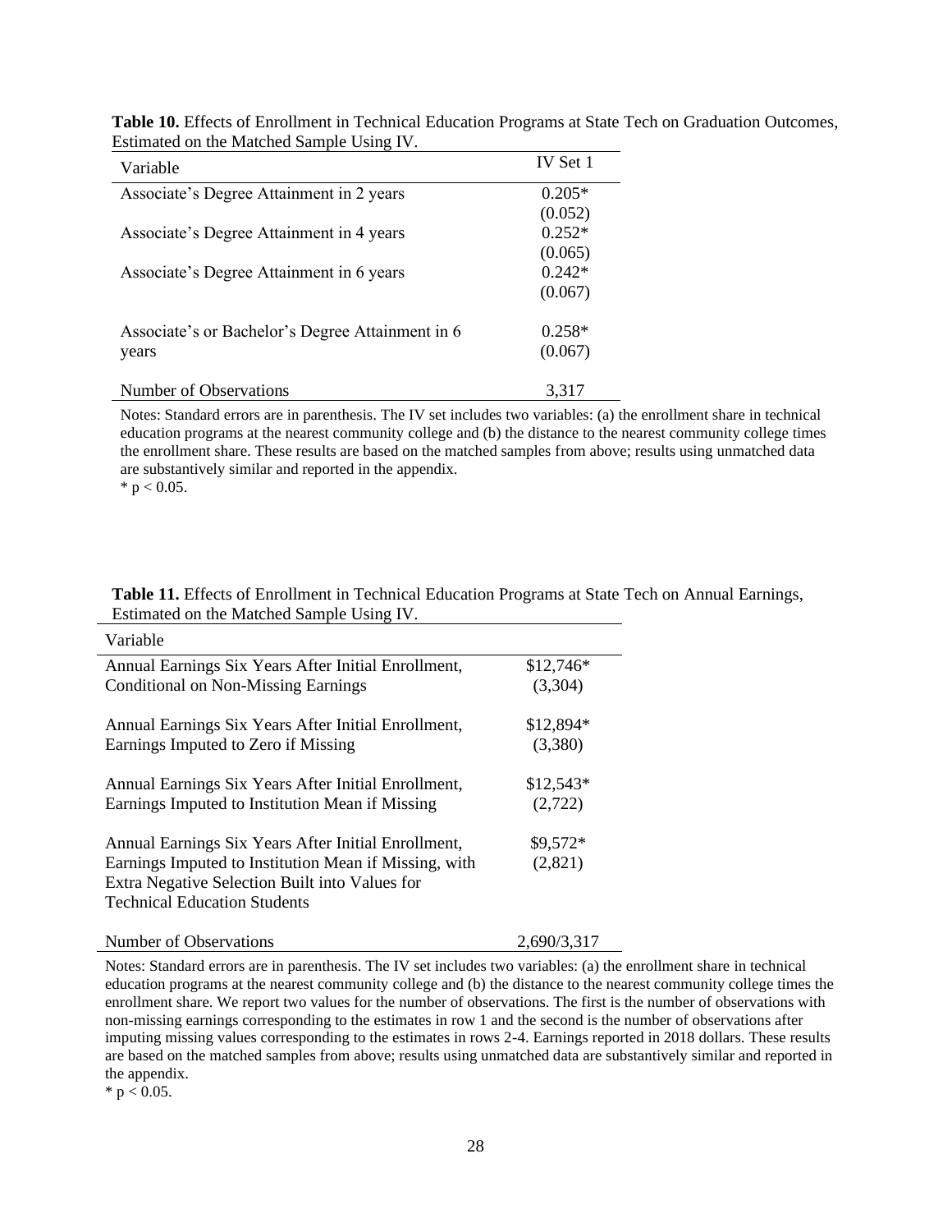**Table 10.** Effects of Enrollment in Technical Education Programs at State Tech on Graduation Outcomes, Estimated on the Matched Sample Using IV.

| Variable | IV Set 1 |
|---|---|
| Associate's Degree Attainment in 2 years | 0.205* |
| | (0.052) |
| Associate's Degree Attainment in 4 years | 0.252* |
| | (0.065) |
| Associate's Degree Attainment in 6 years | 0.242* |
| | (0.067) |
| Associate's or Bachelor's Degree Attainment in 6 years | 0.258* |
| | (0.067) |
| Number of Observations | 3,317 |

Notes: Standard errors are in parenthesis. The IV set includes two variables: (a) the enrollment share in technical education programs at the nearest community college and (b) the distance to the nearest community college times the enrollment share. These results are based on the matched samples from above; results using unmatched data are substantively similar and reported in the appendix.
* $p < 0.05$.

**Table 11.** Effects of Enrollment in Technical Education Programs at State Tech on Annual Earnings, Estimated on the Matched Sample Using IV.

| Variable | |
|---|---|
| Annual Earnings Six Years After Initial Enrollment, Conditional on Non-Missing Earnings | $12,746* |
| | (3,304) |
| Annual Earnings Six Years After Initial Enrollment, Earnings Imputed to Zero if Missing | $12,894* |
| | (3,380) |
| Annual Earnings Six Years After Initial Enrollment, Earnings Imputed to Institution Mean if Missing | $12,543* |
| | (2,722) |
| Annual Earnings Six Years After Initial Enrollment, Earnings Imputed to Institution Mean if Missing, with Extra Negative Selection Built into Values for Technical Education Students | $9,572* |
| | (2,821) |
| Number of Observations | 2,690/3,317 |

Notes: Standard errors are in parenthesis. The IV set includes two variables: (a) the enrollment share in technical education programs at the nearest community college and (b) the distance to the nearest community college times the enrollment share. We report two values for the number of observations. The first is the number of observations with non-missing earnings corresponding to the estimates in row 1 and the second is the number of observations after imputing missing values corresponding to the estimates in rows 2-4. Earnings reported in 2018 dollars. These results are based on the matched samples from above; results using unmatched data are substantively similar and reported in the appendix.
* $p < 0.05$.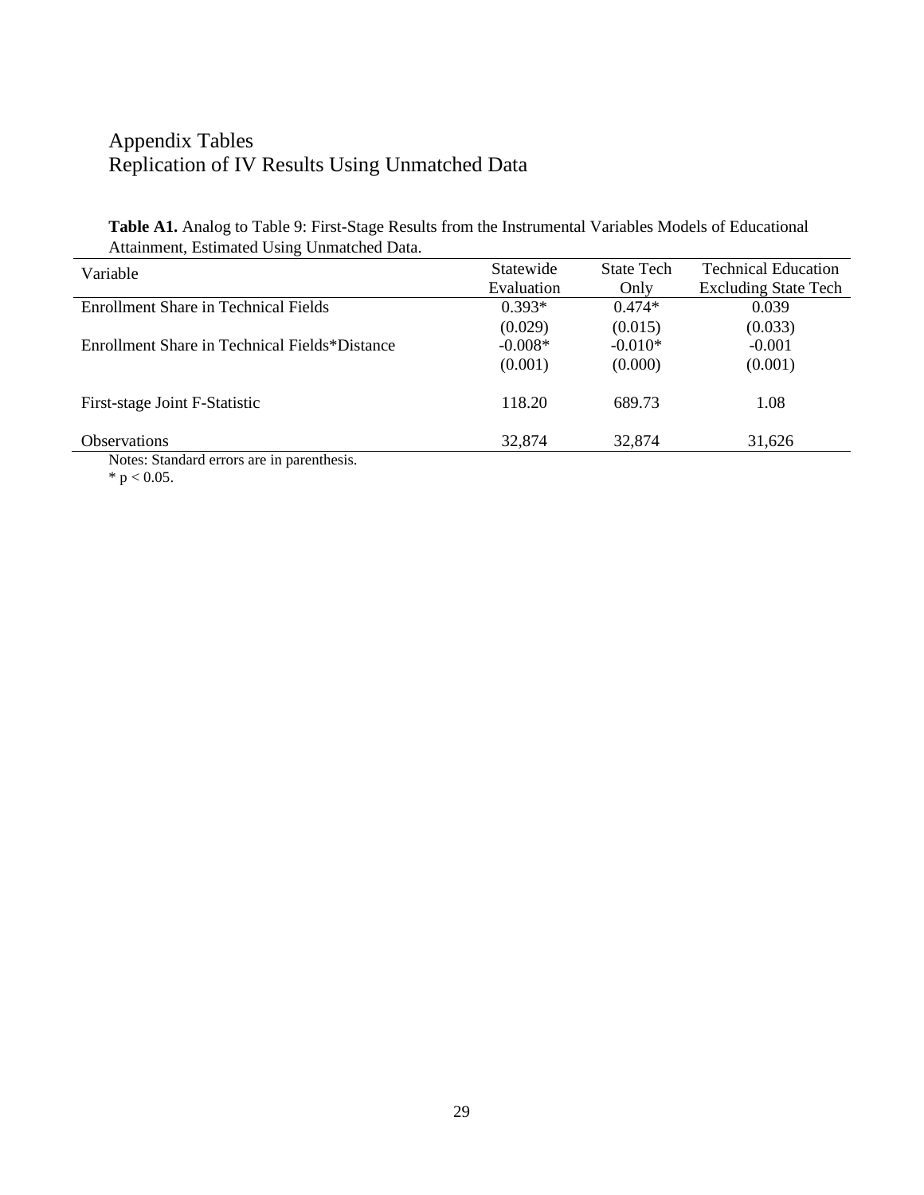# Appendix Tables

## Replication of IV Results Using Unmatched Data

**Table A1.** Analog to Table 9: First-Stage Results from the Instrumental Variables Models of Educational Attainment, Estimated Using Unmatched Data.

| Variable | Statewide Evaluation | State Tech Only | Technical Education Excluding State Tech |
|---|---|---|---|
| Enrollment Share in Technical Fields | 0.393* | 0.474* | 0.039 |
| | (0.029) | (0.015) | (0.033) |
| Enrollment Share in Technical Fields*Distance | -0.008* | -0.010* | -0.001 |
| | (0.001) | (0.000) | (0.001) |
| First-stage Joint F-Statistic | 118.20 | 689.73 | 1.08 |
| Observations | 32,874 | 32,874 | 31,626 |

Notes: Standard errors are in parenthesis.

* $p < 0.05$.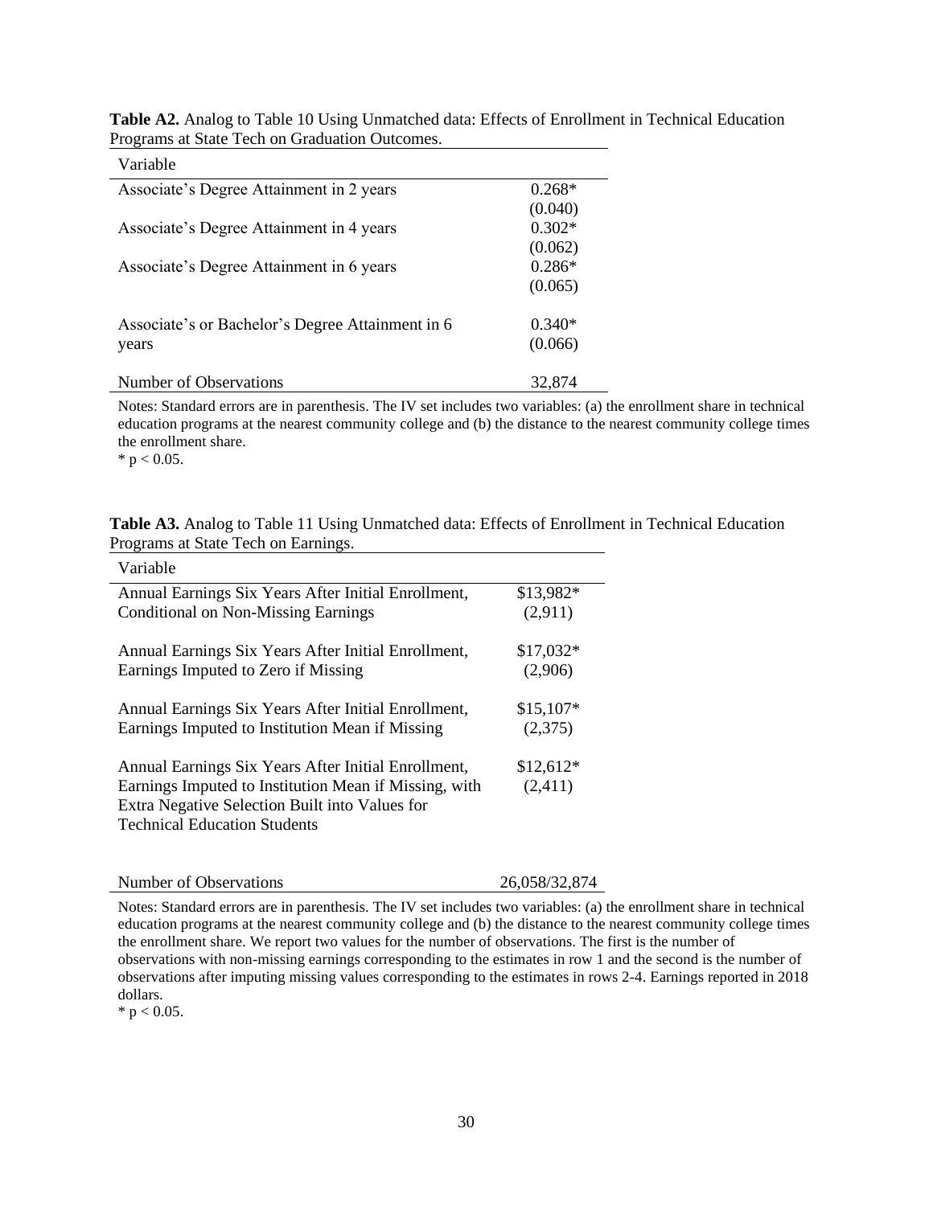**Table A2.** Analog to Table 10 Using Unmatched data: Effects of Enrollment in Technical Education Programs at State Tech on Graduation Outcomes.

| Variable | |
|---|---|
| Associate's Degree Attainment in 2 years | 0.268* |
| | (0.040) |
| Associate's Degree Attainment in 4 years | 0.302* |
| | (0.062) |
| Associate's Degree Attainment in 6 years | 0.286* |
| | (0.065) |
| Associate's or Bachelor's Degree Attainment in 6 years | 0.340* |
| | (0.066) |
| Number of Observations | 32,874 |

Notes: Standard errors are in parenthesis. The IV set includes two variables: (a) the enrollment share in technical education programs at the nearest community college and (b) the distance to the nearest community college times the enrollment share.
* $p < 0.05$.

**Table A3.** Analog to Table 11 Using Unmatched data: Effects of Enrollment in Technical Education Programs at State Tech on Earnings.

| Variable | |
|---|---|
| Annual Earnings Six Years After Initial Enrollment, Conditional on Non-Missing Earnings | $13,982* |
| | (2,911) |
| Annual Earnings Six Years After Initial Enrollment, Earnings Imputed to Zero if Missing | $17,032* |
| | (2,906) |
| Annual Earnings Six Years After Initial Enrollment, Earnings Imputed to Institution Mean if Missing | $15,107* |
| | (2,375) |
| Annual Earnings Six Years After Initial Enrollment, Earnings Imputed to Institution Mean if Missing, with Extra Negative Selection Built into Values for Technical Education Students | $12,612* |
| | (2,411) |
| Number of Observations | 26,058/32,874 |

Notes: Standard errors are in parenthesis. The IV set includes two variables: (a) the enrollment share in technical education programs at the nearest community college and (b) the distance to the nearest community college times the enrollment share. We report two values for the number of observations. The first is the number of observations with non-missing earnings corresponding to the estimates in row 1 and the second is the number of observations after imputing missing values corresponding to the estimates in rows 2-4. Earnings reported in 2018 dollars.
* $p < 0.05$.